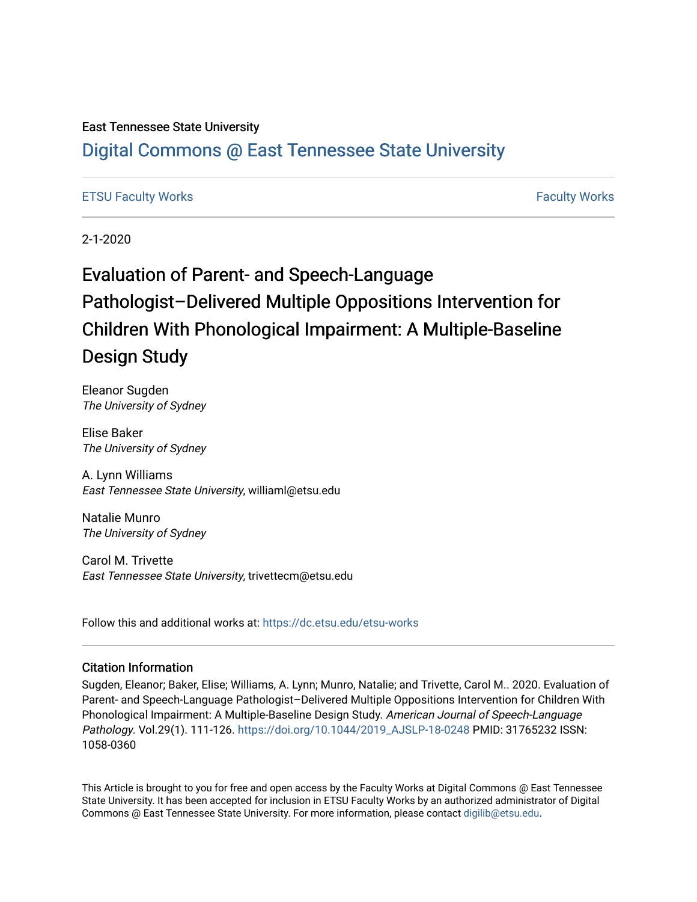East Tennessee State University

# Digital Commons @ East Tennessee State University

ETSU Faculty Works | Faculty Works

2-1-2020

# Evaluation of Parent- and Speech-Language Pathologist–Delivered Multiple Oppositions Intervention for Children With Phonological Impairment: A Multiple-Baseline Design Study

Eleanor Sugden
*The University of Sydney*

Elise Baker
*The University of Sydney*

A. Lynn Williams
*East Tennessee State University*, williaml@etsu.edu

Natalie Munro
*The University of Sydney*

Carol M. Trivette
*East Tennessee State University*, trivettecm@etsu.edu

Follow this and additional works at: https://dc.etsu.edu/etsu-works

## Citation Information

Sugden, Eleanor; Baker, Elise; Williams, A. Lynn; Munro, Natalie; and Trivette, Carol M.. 2020. Evaluation of Parent- and Speech-Language Pathologist–Delivered Multiple Oppositions Intervention for Children With Phonological Impairment: A Multiple-Baseline Design Study. *American Journal of Speech-Language Pathology*. Vol.29(1). 111-126. https://doi.org/10.1044/2019_AJSLP-18-0248 PMID: 31765232 ISSN: 1058-0360

This Article is brought to you for free and open access by the Faculty Works at Digital Commons @ East Tennessee State University. It has been accepted for inclusion in ETSU Faculty Works by an authorized administrator of Digital Commons @ East Tennessee State University. For more information, please contact digilib@etsu.edu.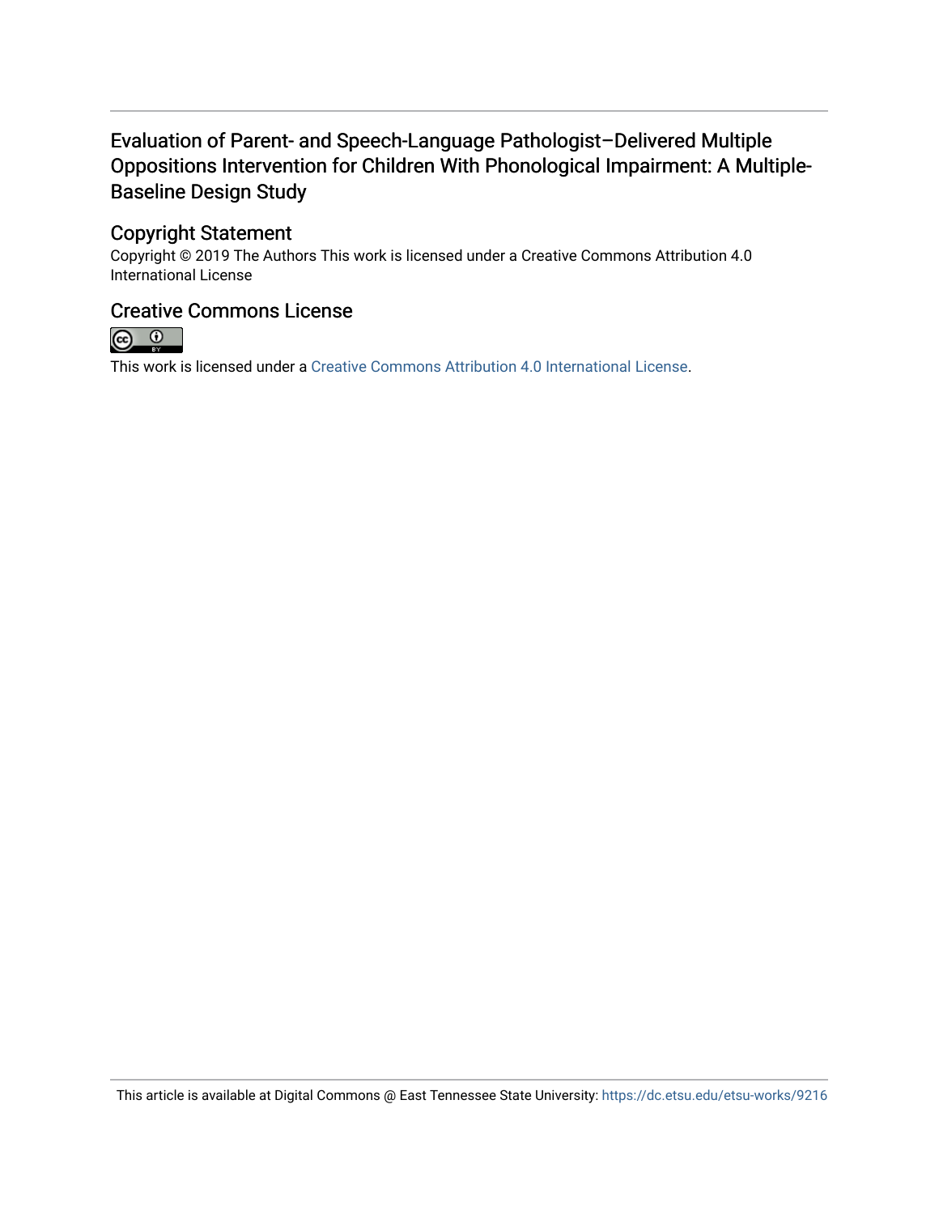# Evaluation of Parent- and Speech-Language Pathologist–Delivered Multiple Oppositions Intervention for Children With Phonological Impairment: A Multiple-Baseline Design Study

## Copyright Statement

Copyright © 2019 The Authors This work is licensed under a Creative Commons Attribution 4.0 International License

## Creative Commons License

This work is licensed under a Creative Commons Attribution 4.0 International License.

This article is available at Digital Commons @ East Tennessee State University: https://dc.etsu.edu/etsu-works/9216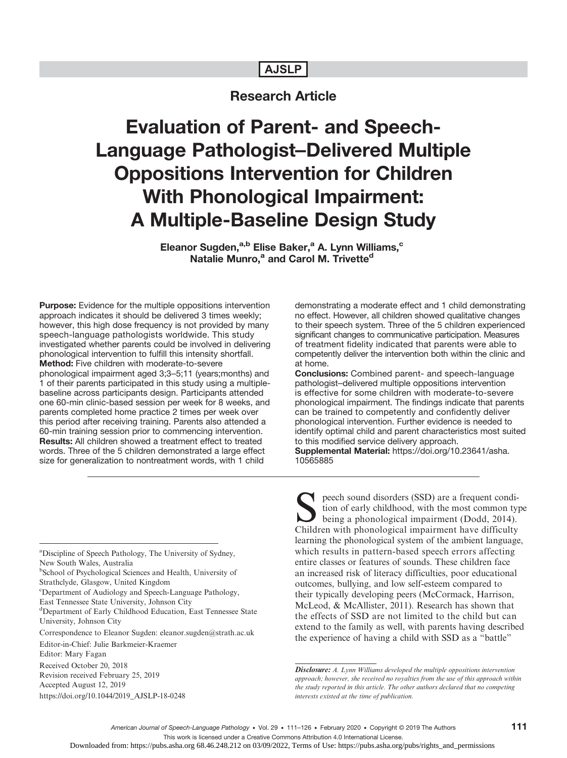AJSLP

Research Article

# Evaluation of Parent- and Speech-Language Pathologist–Delivered Multiple Oppositions Intervention for Children With Phonological Impairment: A Multiple-Baseline Design Study

Eleanor Sugden,[a,b] Elise Baker,[a] A. Lynn Williams,[c] Natalie Munro,[a] and Carol M. Trivette[d]

**Purpose:** Evidence for the multiple oppositions intervention approach indicates it should be delivered 3 times weekly; however, this high dose frequency is not provided by many speech-language pathologists worldwide. This study investigated whether parents could be involved in delivering phonological intervention to fulfill this intensity shortfall.
**Method:** Five children with moderate-to-severe phonological impairment aged 3;3–5;11 (years;months) and 1 of their parents participated in this study using a multiple-baseline across participants design. Participants attended one 60-min clinic-based session per week for 8 weeks, and parents completed home practice 2 times per week over this period after receiving training. Parents also attended a 60-min training session prior to commencing intervention.
**Results:** All children showed a treatment effect to treated words. Three of the 5 children demonstrated a large effect size for generalization to nontreatment words, with 1 child demonstrating a moderate effect and 1 child demonstrating no effect. However, all children showed qualitative changes to their speech system. Three of the 5 children experienced significant changes to communicative participation. Measures of treatment fidelity indicated that parents were able to competently deliver the intervention both within the clinic and at home.
**Conclusions:** Combined parent- and speech-language pathologist–delivered multiple oppositions intervention is effective for some children with moderate-to-severe phonological impairment. The findings indicate that parents can be trained to competently and confidently deliver phonological intervention. Further evidence is needed to identify optimal child and parent characteristics most suited to this modified service delivery approach.
**Supplemental Material:** https://doi.org/10.23641/asha.10565885

Speech sound disorders (SSD) are a frequent condition of early childhood, with the most common type being a phonological impairment (Dodd, 2014). Children with phonological impairment have difficulty learning the phonological system of the ambient language, which results in pattern-based speech errors affecting entire classes or features of sounds. These children face an increased risk of literacy difficulties, poor educational outcomes, bullying, and low self-esteem compared to their typically developing peers (McCormack, Harrison, McLeod, & McAllister, 2011). Research has shown that the effects of SSD are not limited to the child but can extend to the family as well, with parents having described the experience of having a child with SSD as a "battle"

[a]Discipline of Speech Pathology, The University of Sydney, New South Wales, Australia
[b]School of Psychological Sciences and Health, University of Strathclyde, Glasgow, United Kingdom
[c]Department of Audiology and Speech-Language Pathology, East Tennessee State University, Johnson City
[d]Department of Early Childhood Education, East Tennessee State University, Johnson City

Correspondence to Eleanor Sugden: eleanor.sugden@strath.ac.uk

Editor-in-Chief: Julie Barkmeier-Kraemer
Editor: Mary Fagan

Received October 20, 2018
Revision received February 25, 2019
Accepted August 12, 2019
https://doi.org/10.1044/2019_AJSLP-18-0248

*Disclosure: A. Lynn Williams developed the multiple oppositions intervention approach; however, she received no royalties from the use of this approach within the study reported in this article. The other authors declared that no competing interests existed at the time of publication.*

This work is licensed under a Creative Commons Attribution 4.0 International License.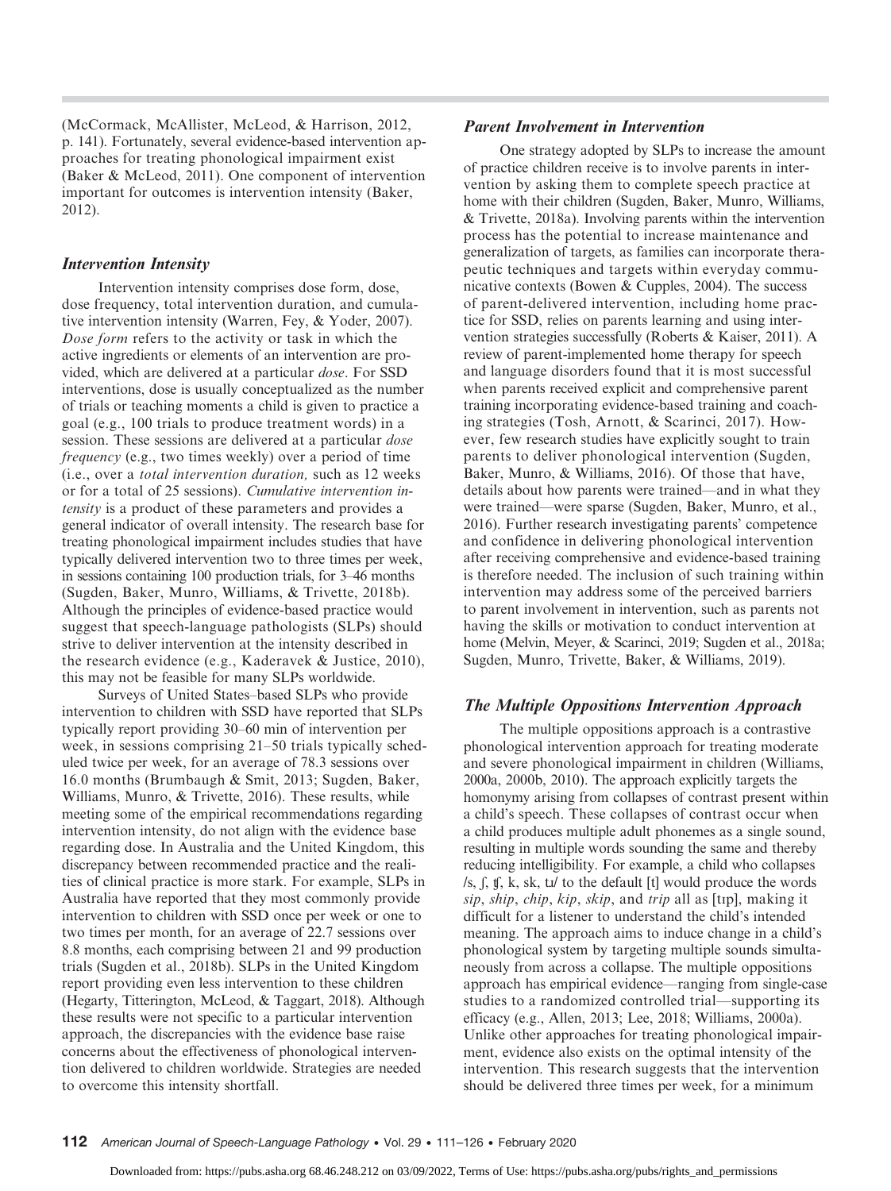(McCormack, McAllister, McLeod, & Harrison, 2012, p. 141). Fortunately, several evidence-based intervention approaches for treating phonological impairment exist (Baker & McLeod, 2011). One component of intervention important for outcomes is intervention intensity (Baker, 2012).

### Intervention Intensity

Intervention intensity comprises dose form, dose, dose frequency, total intervention duration, and cumulative intervention intensity (Warren, Fey, & Yoder, 2007). *Dose form* refers to the activity or task in which the active ingredients or elements of an intervention are provided, which are delivered at a particular *dose*. For SSD interventions, dose is usually conceptualized as the number of trials or teaching moments a child is given to practice a goal (e.g., 100 trials to produce treatment words) in a session. These sessions are delivered at a particular *dose frequency* (e.g., two times weekly) over a period of time (i.e., over a *total intervention duration,* such as 12 weeks or for a total of 25 sessions). *Cumulative intervention intensity* is a product of these parameters and provides a general indicator of overall intensity. The research base for treating phonological impairment includes studies that have typically delivered intervention two to three times per week, in sessions containing 100 production trials, for 3–46 months (Sugden, Baker, Munro, Williams, & Trivette, 2018b). Although the principles of evidence-based practice would suggest that speech-language pathologists (SLPs) should strive to deliver intervention at the intensity described in the research evidence (e.g., Kaderavek & Justice, 2010), this may not be feasible for many SLPs worldwide.

Surveys of United States–based SLPs who provide intervention to children with SSD have reported that SLPs typically report providing 30–60 min of intervention per week, in sessions comprising 21–50 trials typically scheduled twice per week, for an average of 78.3 sessions over 16.0 months (Brumbaugh & Smit, 2013; Sugden, Baker, Williams, Munro, & Trivette, 2016). These results, while meeting some of the empirical recommendations regarding intervention intensity, do not align with the evidence base regarding dose. In Australia and the United Kingdom, this discrepancy between recommended practice and the realities of clinical practice is more stark. For example, SLPs in Australia have reported that they most commonly provide intervention to children with SSD once per week or one to two times per month, for an average of 22.7 sessions over 8.8 months, each comprising between 21 and 99 production trials (Sugden et al., 2018b). SLPs in the United Kingdom report providing even less intervention to these children (Hegarty, Titterington, McLeod, & Taggart, 2018). Although these results were not specific to a particular intervention approach, the discrepancies with the evidence base raise concerns about the effectiveness of phonological intervention delivered to children worldwide. Strategies are needed to overcome this intensity shortfall.

### Parent Involvement in Intervention

One strategy adopted by SLPs to increase the amount of practice children receive is to involve parents in intervention by asking them to complete speech practice at home with their children (Sugden, Baker, Munro, Williams, & Trivette, 2018a). Involving parents within the intervention process has the potential to increase maintenance and generalization of targets, as families can incorporate therapeutic techniques and targets within everyday communicative contexts (Bowen & Cupples, 2004). The success of parent-delivered intervention, including home practice for SSD, relies on parents learning and using intervention strategies successfully (Roberts & Kaiser, 2011). A review of parent-implemented home therapy for speech and language disorders found that it is most successful when parents received explicit and comprehensive parent training incorporating evidence-based training and coaching strategies (Tosh, Arnott, & Scarinci, 2017). However, few research studies have explicitly sought to train parents to deliver phonological intervention (Sugden, Baker, Munro, & Williams, 2016). Of those that have, details about how parents were trained—and in what they were trained—were sparse (Sugden, Baker, Munro, et al., 2016). Further research investigating parents' competence and confidence in delivering phonological intervention after receiving comprehensive and evidence-based training is therefore needed. The inclusion of such training within intervention may address some of the perceived barriers to parent involvement in intervention, such as parents not having the skills or motivation to conduct intervention at home (Melvin, Meyer, & Scarinci, 2019; Sugden et al., 2018a; Sugden, Munro, Trivette, Baker, & Williams, 2019).

### The Multiple Oppositions Intervention Approach

The multiple oppositions approach is a contrastive phonological intervention approach for treating moderate and severe phonological impairment in children (Williams, 2000a, 2000b, 2010). The approach explicitly targets the homonymy arising from collapses of contrast present within a child's speech. These collapses of contrast occur when a child produces multiple adult phonemes as a single sound, resulting in multiple words sounding the same and thereby reducing intelligibility. For example, a child who collapses /s, ʃ, ʧ, k, sk, tɹ/ to the default [t] would produce the words *sip*, *ship*, *chip*, *kip*, *skip*, and *trip* all as [tɪp], making it difficult for a listener to understand the child's intended meaning. The approach aims to induce change in a child's phonological system by targeting multiple sounds simultaneously from across a collapse. The multiple oppositions approach has empirical evidence—ranging from single-case studies to a randomized controlled trial—supporting its efficacy (e.g., Allen, 2013; Lee, 2018; Williams, 2000a). Unlike other approaches for treating phonological impairment, evidence also exists on the optimal intensity of the intervention. This research suggests that the intervention should be delivered three times per week, for a minimum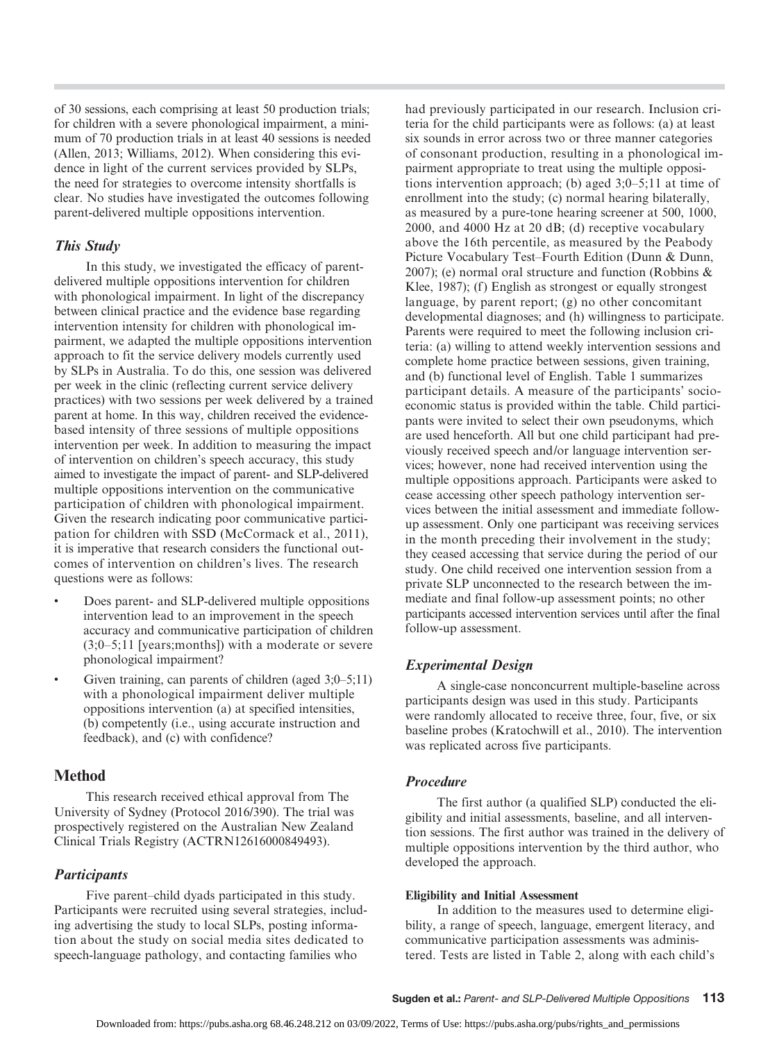of 30 sessions, each comprising at least 50 production trials; for children with a severe phonological impairment, a minimum of 70 production trials in at least 40 sessions is needed (Allen, 2013; Williams, 2012). When considering this evidence in light of the current services provided by SLPs, the need for strategies to overcome intensity shortfalls is clear. No studies have investigated the outcomes following parent-delivered multiple oppositions intervention.

### *This Study*

In this study, we investigated the efficacy of parent-delivered multiple oppositions intervention for children with phonological impairment. In light of the discrepancy between clinical practice and the evidence base regarding intervention intensity for children with phonological impairment, we adapted the multiple oppositions intervention approach to fit the service delivery models currently used by SLPs in Australia. To do this, one session was delivered per week in the clinic (reflecting current service delivery practices) with two sessions per week delivered by a trained parent at home. In this way, children received the evidence-based intensity of three sessions of multiple oppositions intervention per week. In addition to measuring the impact of intervention on children's speech accuracy, this study aimed to investigate the impact of parent- and SLP-delivered multiple oppositions intervention on the communicative participation of children with phonological impairment. Given the research indicating poor communicative participation for children with SSD (McCormack et al., 2011), it is imperative that research considers the functional outcomes of intervention on children's lives. The research questions were as follows:

- Does parent- and SLP-delivered multiple oppositions intervention lead to an improvement in the speech accuracy and communicative participation of children (3;0–5;11 [years;months]) with a moderate or severe phonological impairment?
- Given training, can parents of children (aged 3;0–5;11) with a phonological impairment deliver multiple oppositions intervention (a) at specified intensities, (b) competently (i.e., using accurate instruction and feedback), and (c) with confidence?

## Method

This research received ethical approval from The University of Sydney (Protocol 2016/390). The trial was prospectively registered on the Australian New Zealand Clinical Trials Registry (ACTRN12616000849493).

### *Participants*

Five parent–child dyads participated in this study. Participants were recruited using several strategies, including advertising the study to local SLPs, posting information about the study on social media sites dedicated to speech-language pathology, and contacting families who had previously participated in our research. Inclusion criteria for the child participants were as follows: (a) at least six sounds in error across two or three manner categories of consonant production, resulting in a phonological impairment appropriate to treat using the multiple oppositions intervention approach; (b) aged 3;0–5;11 at time of enrollment into the study; (c) normal hearing bilaterally, as measured by a pure-tone hearing screener at 500, 1000, 2000, and 4000 Hz at 20 dB; (d) receptive vocabulary above the 16th percentile, as measured by the Peabody Picture Vocabulary Test–Fourth Edition (Dunn & Dunn, 2007); (e) normal oral structure and function (Robbins & Klee, 1987); (f) English as strongest or equally strongest language, by parent report; (g) no other concomitant developmental diagnoses; and (h) willingness to participate. Parents were required to meet the following inclusion criteria: (a) willing to attend weekly intervention sessions and complete home practice between sessions, given training, and (b) functional level of English. Table 1 summarizes participant details. A measure of the participants' socioeconomic status is provided within the table. Child participants were invited to select their own pseudonyms, which are used henceforth. All but one child participant had previously received speech and/or language intervention services; however, none had received intervention using the multiple oppositions approach. Participants were asked to cease accessing other speech pathology intervention services between the initial assessment and immediate follow-up assessment. Only one participant was receiving services in the month preceding their involvement in the study; they ceased accessing that service during the period of our study. One child received one intervention session from a private SLP unconnected to the research between the immediate and final follow-up assessment points; no other participants accessed intervention services until after the final follow-up assessment.

### *Experimental Design*

A single-case nonconcurrent multiple-baseline across participants design was used in this study. Participants were randomly allocated to receive three, four, five, or six baseline probes (Kratochwill et al., 2010). The intervention was replicated across five participants.

### *Procedure*

The first author (a qualified SLP) conducted the eligibility and initial assessments, baseline, and all intervention sessions. The first author was trained in the delivery of multiple oppositions intervention by the third author, who developed the approach.

#### Eligibility and Initial Assessment

In addition to the measures used to determine eligibility, a range of speech, language, emergent literacy, and communicative participation assessments was administered. Tests are listed in Table 2, along with each child's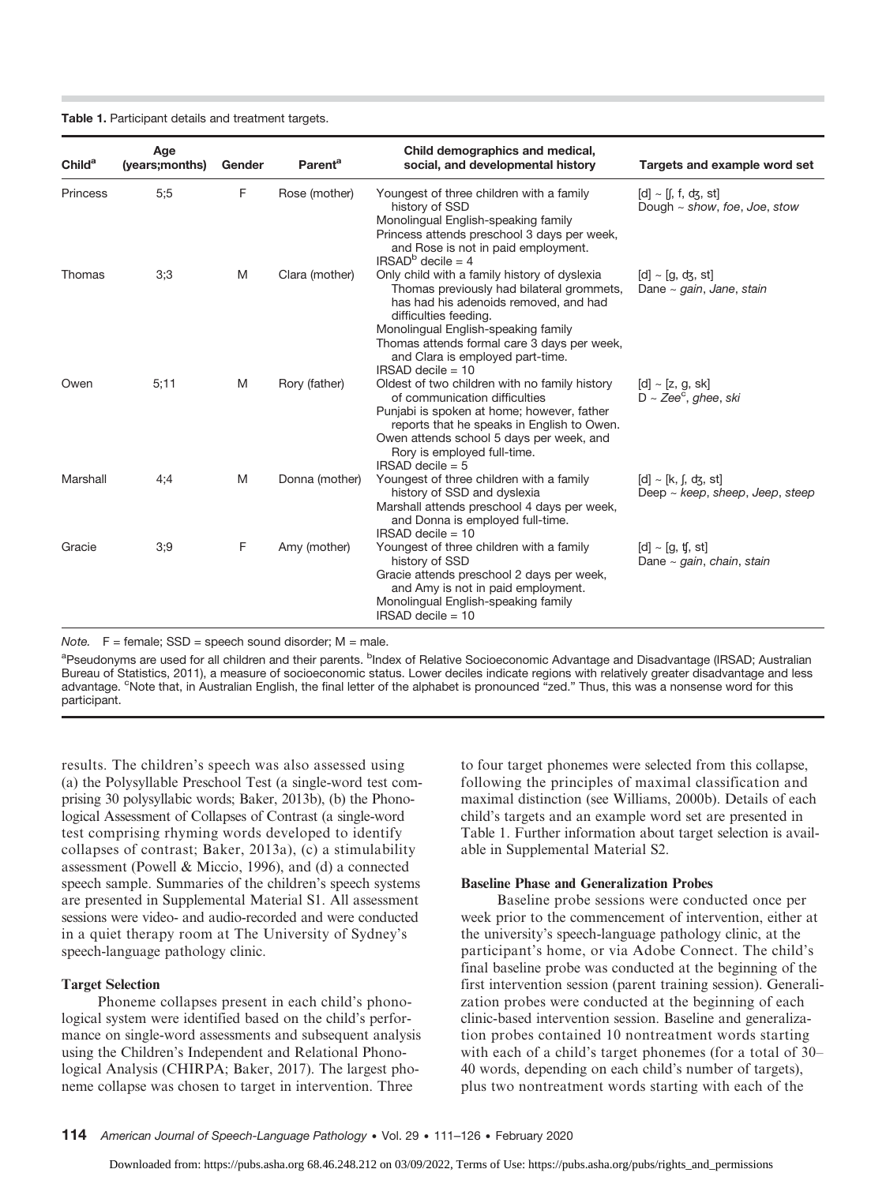**Table 1.** Participant details and treatment targets.

| Child[a] | Age (years;months) | Gender | Parent[a] | Child demographics and medical, social, and developmental history | Targets and example word set |
|---|---|---|---|---|---|
| Princess | 5;5 | F | Rose (mother) | Youngest of three children with a family history of SSD<br>Monolingual English-speaking family<br>Princess attends preschool 3 days per week, and Rose is not in paid employment.<br>IRSAD[b] decile = 4 | [d] ~ [ʃ, f, ʤ, st]<br>Dough ~ *show*, *foe*, *Joe*, *stow* |
| Thomas | 3;3 | M | Clara (mother) | Only child with a family history of dyslexia<br>Thomas previously had bilateral grommets, has had his adenoids removed, and had difficulties feeding.<br>Monolingual English-speaking family<br>Thomas attends formal care 3 days per week, and Clara is employed part-time.<br>IRSAD decile = 10 | [d] ~ [g, ʤ, st]<br>Dane ~ *gain*, *Jane*, *stain* |
| Owen | 5;11 | M | Rory (father) | Oldest of two children with no family history of communication difficulties<br>Punjabi is spoken at home; however, father reports that he speaks in English to Owen.<br>Owen attends school 5 days per week, and Rory is employed full-time.<br>IRSAD decile = 5 | [d] ~ [z, g, sk]<br>D ~ *Zee*[c], *ghee*, *ski* |
| Marshall | 4;4 | M | Donna (mother) | Youngest of three children with a family history of SSD and dyslexia<br>Marshall attends preschool 4 days per week, and Donna is employed full-time.<br>IRSAD decile = 10 | [d] ~ [k, ʃ, ʤ, st]<br>Deep ~ *keep*, *sheep*, *Jeep*, *steep* |
| Gracie | 3;9 | F | Amy (mother) | Youngest of three children with a family history of SSD<br>Gracie attends preschool 2 days per week, and Amy is not in paid employment.<br>Monolingual English-speaking family<br>IRSAD decile = 10 | [d] ~ [g, ʧ, st]<br>Dane ~ *gain*, *chain*, *stain* |

*Note.* F = female; SSD = speech sound disorder; M = male.

[a]Pseudonyms are used for all children and their parents. [b]Index of Relative Socioeconomic Advantage and Disadvantage (IRSAD; Australian Bureau of Statistics, 2011), a measure of socioeconomic status. Lower deciles indicate regions with relatively greater disadvantage and less advantage. [c]Note that, in Australian English, the final letter of the alphabet is pronounced "zed." Thus, this was a nonsense word for this participant.

results. The children's speech was also assessed using (a) the Polysyllable Preschool Test (a single-word test comprising 30 polysyllabic words; Baker, 2013b), (b) the Phonological Assessment of Collapses of Contrast (a single-word test comprising rhyming words developed to identify collapses of contrast; Baker, 2013a), (c) a stimulability assessment (Powell & Miccio, 1996), and (d) a connected speech sample. Summaries of the children's speech systems are presented in Supplemental Material S1. All assessment sessions were video- and audio-recorded and were conducted in a quiet therapy room at The University of Sydney's speech-language pathology clinic.

### Target Selection

Phoneme collapses present in each child's phonological system were identified based on the child's performance on single-word assessments and subsequent analysis using the Children's Independent and Relational Phonological Analysis (CHIRPA; Baker, 2017). The largest phoneme collapse was chosen to target in intervention. Three to four target phonemes were selected from this collapse, following the principles of maximal classification and maximal distinction (see Williams, 2000b). Details of each child's targets and an example word set are presented in Table 1. Further information about target selection is available in Supplemental Material S2.

### Baseline Phase and Generalization Probes

Baseline probe sessions were conducted once per week prior to the commencement of intervention, either at the university's speech-language pathology clinic, at the participant's home, or via Adobe Connect. The child's final baseline probe was conducted at the beginning of the first intervention session (parent training session). Generalization probes were conducted at the beginning of each clinic-based intervention session. Baseline and generalization probes contained 10 nontreatment words starting with each of a child's target phonemes (for a total of 30–40 words, depending on each child's number of targets), plus two nontreatment words starting with each of the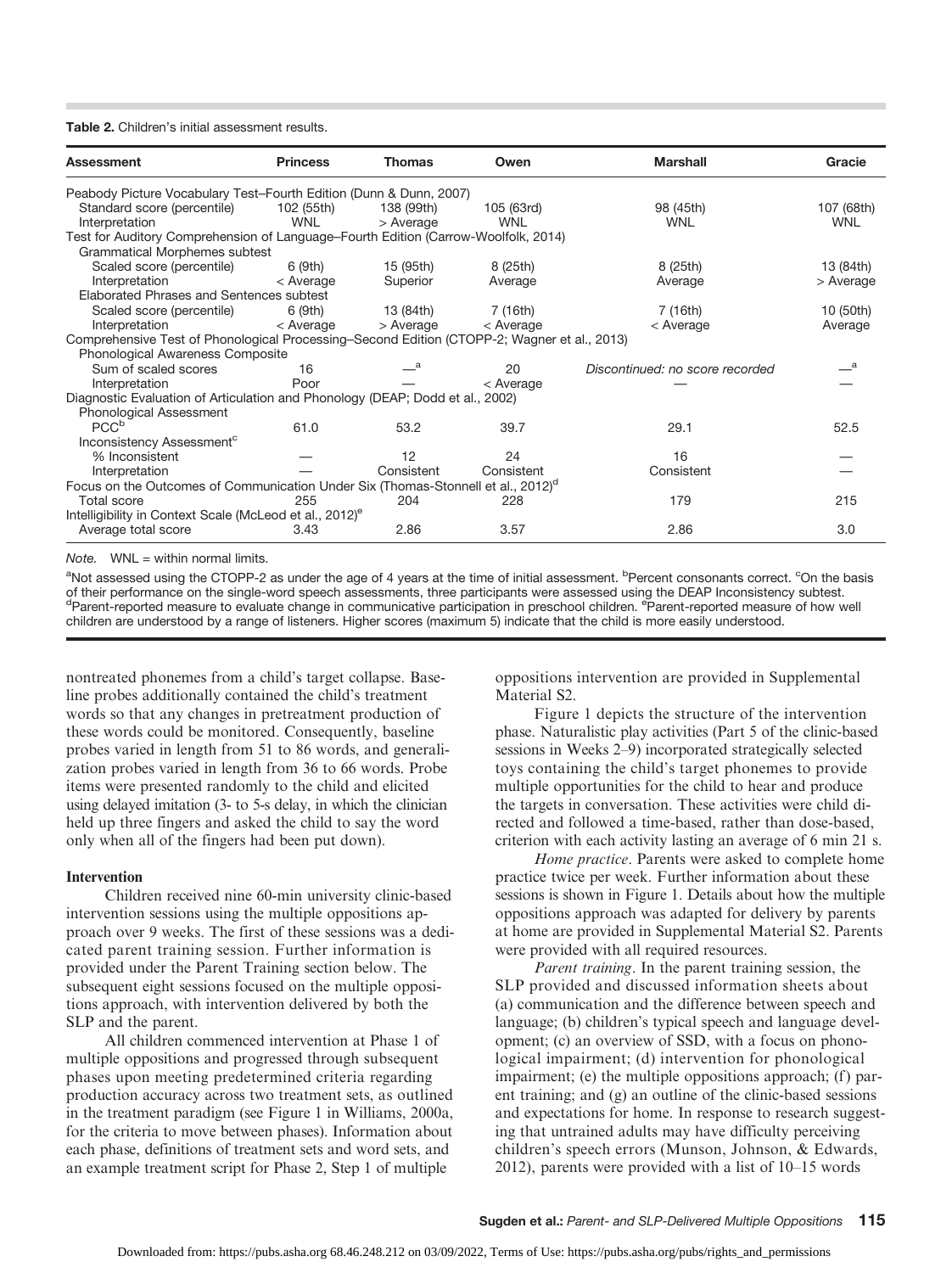**Table 2.** Children's initial assessment results.

| Assessment | Princess | Thomas | Owen | Marshall | Gracie |
|---|---|---|---|---|---|
| Peabody Picture Vocabulary Test–Fourth Edition (Dunn & Dunn, 2007) | | | | | |
| Standard score (percentile) | 102 (55th) | 138 (99th) | 105 (63rd) | 98 (45th) | 107 (68th) |
| Interpretation | WNL | > Average | WNL | WNL | WNL |
| Test for Auditory Comprehension of Language–Fourth Edition (Carrow-Woolfolk, 2014) | | | | | |
| Grammatical Morphemes subtest | | | | | |
| Scaled score (percentile) | 6 (9th) | 15 (95th) | 8 (25th) | 8 (25th) | 13 (84th) |
| Interpretation | < Average | Superior | Average | Average | > Average |
| Elaborated Phrases and Sentences subtest | | | | | |
| Scaled score (percentile) | 6 (9th) | 13 (84th) | 7 (16th) | 7 (16th) | 10 (50th) |
| Interpretation | < Average | > Average | < Average | < Average | Average |
| Comprehensive Test of Phonological Processing–Second Edition (CTOPP-2; Wagner et al., 2013) | | | | | |
| Phonological Awareness Composite | | | | | |
| Sum of scaled scores | 16 | —[a] | 20 | *Discontinued: no score recorded* | —[a] |
| Interpretation | Poor | — | < Average | — | — |
| Diagnostic Evaluation of Articulation and Phonology (DEAP; Dodd et al., 2002) | | | | | |
| Phonological Assessment | | | | | |
| PCC[b] | 61.0 | 53.2 | 39.7 | 29.1 | 52.5 |
| Inconsistency Assessment[c] | | | | | |
| % Inconsistent | — | 12 | 24 | 16 | — |
| Interpretation | — | Consistent | Consistent | Consistent | — |
| Focus on the Outcomes of Communication Under Six (Thomas-Stonnell et al., 2012)[d] | | | | | |
| Total score | 255 | 204 | 228 | 179 | 215 |
| Intelligibility in Context Scale (McLeod et al., 2012)[e] | | | | | |
| Average total score | 3.43 | 2.86 | 3.57 | 2.86 | 3.0 |

*Note.* WNL = within normal limits.

[a]Not assessed using the CTOPP-2 as under the age of 4 years at the time of initial assessment. [b]Percent consonants correct. [c]On the basis of their performance on the single-word speech assessments, three participants were assessed using the DEAP Inconsistency subtest. [d]Parent-reported measure to evaluate change in communicative participation in preschool children. [e]Parent-reported measure of how well children are understood by a range of listeners. Higher scores (maximum 5) indicate that the child is more easily understood.

nontreated phonemes from a child's target collapse. Baseline probes additionally contained the child's treatment words so that any changes in pretreatment production of these words could be monitored. Consequently, baseline probes varied in length from 51 to 86 words, and generalization probes varied in length from 36 to 66 words. Probe items were presented randomly to the child and elicited using delayed imitation (3- to 5-s delay, in which the clinician held up three fingers and asked the child to say the word only when all of the fingers had been put down).

### Intervention

Children received nine 60-min university clinic-based intervention sessions using the multiple oppositions approach over 9 weeks. The first of these sessions was a dedicated parent training session. Further information is provided under the Parent Training section below. The subsequent eight sessions focused on the multiple oppositions approach, with intervention delivered by both the SLP and the parent.

All children commenced intervention at Phase 1 of multiple oppositions and progressed through subsequent phases upon meeting predetermined criteria regarding production accuracy across two treatment sets, as outlined in the treatment paradigm (see Figure 1 in Williams, 2000a, for the criteria to move between phases). Information about each phase, definitions of treatment sets and word sets, and an example treatment script for Phase 2, Step 1 of multiple oppositions intervention are provided in Supplemental Material S2.

Figure 1 depicts the structure of the intervention phase. Naturalistic play activities (Part 5 of the clinic-based sessions in Weeks 2–9) incorporated strategically selected toys containing the child's target phonemes to provide multiple opportunities for the child to hear and produce the targets in conversation. These activities were child directed and followed a time-based, rather than dose-based, criterion with each activity lasting an average of 6 min 21 s.

*Home practice*. Parents were asked to complete home practice twice per week. Further information about these sessions is shown in Figure 1. Details about how the multiple oppositions approach was adapted for delivery by parents at home are provided in Supplemental Material S2. Parents were provided with all required resources.

*Parent training*. In the parent training session, the SLP provided and discussed information sheets about (a) communication and the difference between speech and language; (b) children's typical speech and language development; (c) an overview of SSD, with a focus on phonological impairment; (d) intervention for phonological impairment; (e) the multiple oppositions approach; (f) parent training; and (g) an outline of the clinic-based sessions and expectations for home. In response to research suggesting that untrained adults may have difficulty perceiving children's speech errors (Munson, Johnson, & Edwards, 2012), parents were provided with a list of 10–15 words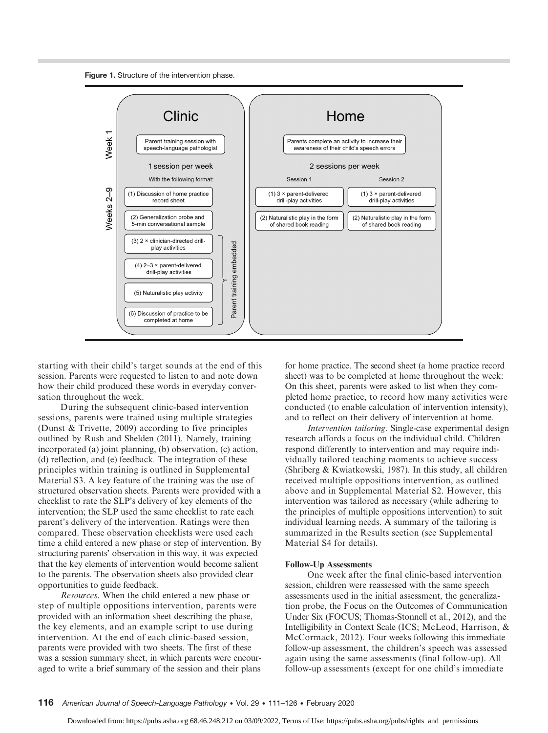**Figure 1.** Structure of the intervention phase.

| | Clinic | Home | |
|---|---|---|---|
| **Week 1** | Parent training session with speech-language pathologist | Parents complete an activity to increase their awareness of their child's speech errors | |
| **Weeks 2–9** | 1 session per week | 2 sessions per week | |
| | With the following format: | Session 1 | Session 2 |
| | (1) Discussion of home practice record sheet | (1) 3 × parent-delivered drill-play activities | (1) 3 × parent-delivered drill-play activities |
| | (2) Generalization probe and 5-min conversational sample | (2) Naturalistic play in the form of shared book reading | (2) Naturalistic play in the form of shared book reading |
| | (3) 2 × clinician-directed drill-play activities (Parent training embedded) | | |
| | (4) 2–3 × parent-delivered drill-play activities (Parent training embedded) | | |
| | (5) Naturalistic play activity (Parent training embedded) | | |
| | (6) Discussion of practice to be completed at home (Parent training embedded) | | |

starting with their child's target sounds at the end of this session. Parents were requested to listen to and note down how their child produced these words in everyday conversation throughout the week.

During the subsequent clinic-based intervention sessions, parents were trained using multiple strategies (Dunst & Trivette, 2009) according to five principles outlined by Rush and Shelden (2011). Namely, training incorporated (a) joint planning, (b) observation, (c) action, (d) reflection, and (e) feedback. The integration of these principles within training is outlined in Supplemental Material S3. A key feature of the training was the use of structured observation sheets. Parents were provided with a checklist to rate the SLP's delivery of key elements of the intervention; the SLP used the same checklist to rate each parent's delivery of the intervention. Ratings were then compared. These observation checklists were used each time a child entered a new phase or step of intervention. By structuring parents' observation in this way, it was expected that the key elements of intervention would become salient to the parents. The observation sheets also provided clear opportunities to guide feedback.

*Resources*. When the child entered a new phase or step of multiple oppositions intervention, parents were provided with an information sheet describing the phase, the key elements, and an example script to use during intervention. At the end of each clinic-based session, parents were provided with two sheets. The first of these was a session summary sheet, in which parents were encouraged to write a brief summary of the session and their plans for home practice. The second sheet (a home practice record sheet) was to be completed at home throughout the week: On this sheet, parents were asked to list when they completed home practice, to record how many activities were conducted (to enable calculation of intervention intensity), and to reflect on their delivery of intervention at home.

*Intervention tailoring*. Single-case experimental design research affords a focus on the individual child. Children respond differently to intervention and may require individually tailored teaching moments to achieve success (Shriberg & Kwiatkowski, 1987). In this study, all children received multiple oppositions intervention, as outlined above and in Supplemental Material S2. However, this intervention was tailored as necessary (while adhering to the principles of multiple oppositions intervention) to suit individual learning needs. A summary of the tailoring is summarized in the Results section (see Supplemental Material S4 for details).

**Follow-Up Assessments**

One week after the final clinic-based intervention session, children were reassessed with the same speech assessments used in the initial assessment, the generalization probe, the Focus on the Outcomes of Communication Under Six (FOCUS; Thomas-Stonnell et al., 2012), and the Intelligibility in Context Scale (ICS; McLeod, Harrison, & McCormack, 2012). Four weeks following this immediate follow-up assessment, the children's speech was assessed again using the same assessments (final follow-up). All follow-up assessments (except for one child's immediate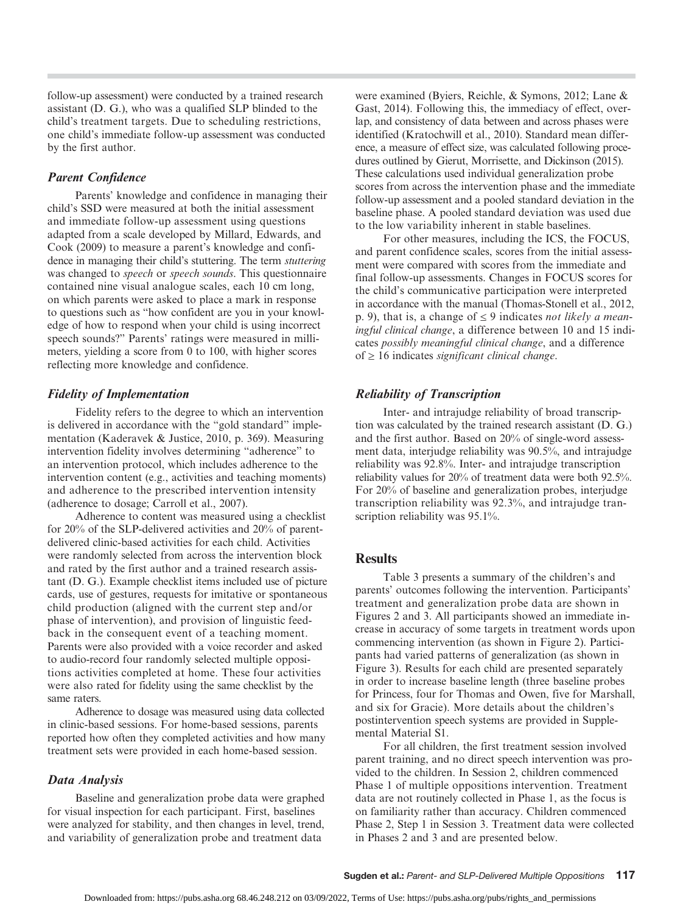follow-up assessment) were conducted by a trained research assistant (D. G.), who was a qualified SLP blinded to the child's treatment targets. Due to scheduling restrictions, one child's immediate follow-up assessment was conducted by the first author.

### *Parent Confidence*

Parents' knowledge and confidence in managing their child's SSD were measured at both the initial assessment and immediate follow-up assessment using questions adapted from a scale developed by Millard, Edwards, and Cook (2009) to measure a parent's knowledge and confidence in managing their child's stuttering. The term *stuttering* was changed to *speech* or *speech sounds*. This questionnaire contained nine visual analogue scales, each 10 cm long, on which parents were asked to place a mark in response to questions such as "how confident are you in your knowledge of how to respond when your child is using incorrect speech sounds?" Parents' ratings were measured in millimeters, yielding a score from 0 to 100, with higher scores reflecting more knowledge and confidence.

### *Fidelity of Implementation*

Fidelity refers to the degree to which an intervention is delivered in accordance with the "gold standard" implementation (Kaderavek & Justice, 2010, p. 369). Measuring intervention fidelity involves determining "adherence" to an intervention protocol, which includes adherence to the intervention content (e.g., activities and teaching moments) and adherence to the prescribed intervention intensity (adherence to dosage; Carroll et al., 2007).

Adherence to content was measured using a checklist for 20% of the SLP-delivered activities and 20% of parent-delivered clinic-based activities for each child. Activities were randomly selected from across the intervention block and rated by the first author and a trained research assistant (D. G.). Example checklist items included use of picture cards, use of gestures, requests for imitative or spontaneous child production (aligned with the current step and/or phase of intervention), and provision of linguistic feedback in the consequent event of a teaching moment. Parents were also provided with a voice recorder and asked to audio-record four randomly selected multiple oppositions activities completed at home. These four activities were also rated for fidelity using the same checklist by the same raters.

Adherence to dosage was measured using data collected in clinic-based sessions. For home-based sessions, parents reported how often they completed activities and how many treatment sets were provided in each home-based session.

### *Data Analysis*

Baseline and generalization probe data were graphed for visual inspection for each participant. First, baselines were analyzed for stability, and then changes in level, trend, and variability of generalization probe and treatment data were examined (Byiers, Reichle, & Symons, 2012; Lane & Gast, 2014). Following this, the immediacy of effect, overlap, and consistency of data between and across phases were identified (Kratochwill et al., 2010). Standard mean difference, a measure of effect size, was calculated following procedures outlined by Gierut, Morrisette, and Dickinson (2015). These calculations used individual generalization probe scores from across the intervention phase and the immediate follow-up assessment and a pooled standard deviation in the baseline phase. A pooled standard deviation was used due to the low variability inherent in stable baselines.

For other measures, including the ICS, the FOCUS, and parent confidence scales, scores from the initial assessment were compared with scores from the immediate and final follow-up assessments. Changes in FOCUS scores for the child's communicative participation were interpreted in accordance with the manual (Thomas-Stonell et al., 2012, p. 9), that is, a change of $\leq 9$ indicates *not likely a meaningful clinical change*, a difference between 10 and 15 indicates *possibly meaningful clinical change*, and a difference of $\geq 16$ indicates *significant clinical change*.

### *Reliability of Transcription*

Inter- and intrajudge reliability of broad transcription was calculated by the trained research assistant (D. G.) and the first author. Based on 20% of single-word assessment data, interjudge reliability was 90.5%, and intrajudge reliability was 92.8%. Inter- and intrajudge transcription reliability values for 20% of treatment data were both 92.5%. For 20% of baseline and generalization probes, interjudge transcription reliability was 92.3%, and intrajudge transcription reliability was 95.1%.

## Results

Table 3 presents a summary of the children's and parents' outcomes following the intervention. Participants' treatment and generalization probe data are shown in Figures 2 and 3. All participants showed an immediate increase in accuracy of some targets in treatment words upon commencing intervention (as shown in Figure 2). Participants had varied patterns of generalization (as shown in Figure 3). Results for each child are presented separately in order to increase baseline length (three baseline probes for Princess, four for Thomas and Owen, five for Marshall, and six for Gracie). More details about the children's postintervention speech systems are provided in Supplemental Material S1.

For all children, the first treatment session involved parent training, and no direct speech intervention was provided to the children. In Session 2, children commenced Phase 1 of multiple oppositions intervention. Treatment data are not routinely collected in Phase 1, as the focus is on familiarity rather than accuracy. Children commenced Phase 2, Step 1 in Session 3. Treatment data were collected in Phases 2 and 3 and are presented below.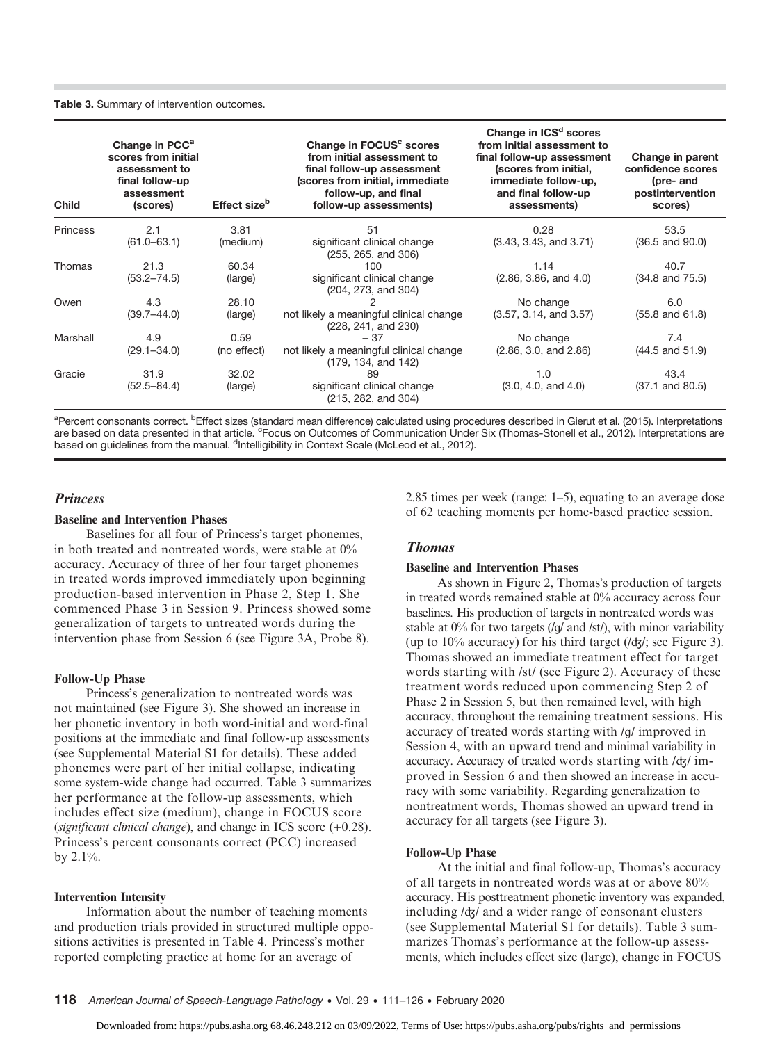**Table 3.** Summary of intervention outcomes.

| Child | Change in PCC[a] scores from initial assessment to final follow-up assessment (scores) | Effect size[b] | Change in FOCUS[c] scores from initial assessment to final follow-up assessment (scores from initial, immediate follow-up, and final follow-up assessments) | Change in ICS[d] scores from initial assessment to final follow-up assessment (scores from initial, immediate follow-up, and final follow-up assessments) | Change in parent confidence scores (pre- and postintervention scores) |
|---|---|---|---|---|---|
| Princess | 2.1 (61.0–63.1) | 3.81 (medium) | 51 significant clinical change (255, 265, and 306) | 0.28 (3.43, 3.43, and 3.71) | 53.5 (36.5 and 90.0) |
| Thomas | 21.3 (53.2–74.5) | 60.34 (large) | 100 significant clinical change (204, 273, and 304) | 1.14 (2.86, 3.86, and 4.0) | 40.7 (34.8 and 75.5) |
| Owen | 4.3 (39.7–44.0) | 28.10 (large) | 2 not likely a meaningful clinical change (228, 241, and 230) | No change (3.57, 3.14, and 3.57) | 6.0 (55.8 and 61.8) |
| Marshall | 4.9 (29.1–34.0) | 0.59 (no effect) | – 37 not likely a meaningful clinical change (179, 134, and 142) | No change (2.86, 3.0, and 2.86) | 7.4 (44.5 and 51.9) |
| Gracie | 31.9 (52.5–84.4) | 32.02 (large) | 89 significant clinical change (215, 282, and 304) | 1.0 (3.0, 4.0, and 4.0) | 43.4 (37.1 and 80.5) |

[a]Percent consonants correct. [b]Effect sizes (standard mean difference) calculated using procedures described in Gierut et al. (2015). Interpretations are based on data presented in that article. [c]Focus on Outcomes of Communication Under Six (Thomas-Stonell et al., 2012). Interpretations are based on guidelines from the manual. [d]Intelligibility in Context Scale (McLeod et al., 2012).

## *Princess*

### Baseline and Intervention Phases

Baselines for all four of Princess's target phonemes, in both treated and nontreated words, were stable at 0% accuracy. Accuracy of three of her four target phonemes in treated words improved immediately upon beginning production-based intervention in Phase 2, Step 1. She commenced Phase 3 in Session 9. Princess showed some generalization of targets to untreated words during the intervention phase from Session 6 (see Figure 3A, Probe 8).

### Follow-Up Phase

Princess's generalization to nontreated words was not maintained (see Figure 3). She showed an increase in her phonetic inventory in both word-initial and word-final positions at the immediate and final follow-up assessments (see Supplemental Material S1 for details). These added phonemes were part of her initial collapse, indicating some system-wide change had occurred. Table 3 summarizes her performance at the follow-up assessments, which includes effect size (medium), change in FOCUS score (*significant clinical change*), and change in ICS score (+0.28). Princess's percent consonants correct (PCC) increased by 2.1%.

### Intervention Intensity

Information about the number of teaching moments and production trials provided in structured multiple oppositions activities is presented in Table 4. Princess's mother reported completing practice at home for an average of 2.85 times per week (range: 1–5), equating to an average dose of 62 teaching moments per home-based practice session.

## *Thomas*

### Baseline and Intervention Phases

As shown in Figure 2, Thomas's production of targets in treated words remained stable at 0% accuracy across four baselines. His production of targets in nontreated words was stable at 0% for two targets (/g/ and /st/), with minor variability (up to 10% accuracy) for his third target (/ʤ/; see Figure 3). Thomas showed an immediate treatment effect for target words starting with /st/ (see Figure 2). Accuracy of these treatment words reduced upon commencing Step 2 of Phase 2 in Session 5, but then remained level, with high accuracy, throughout the remaining treatment sessions. His accuracy of treated words starting with /g/ improved in Session 4, with an upward trend and minimal variability in accuracy. Accuracy of treated words starting with /ʤ/ improved in Session 6 and then showed an increase in accuracy with some variability. Regarding generalization to nontreatment words, Thomas showed an upward trend in accuracy for all targets (see Figure 3).

### Follow-Up Phase

At the initial and final follow-up, Thomas's accuracy of all targets in nontreated words was at or above 80% accuracy. His posttreatment phonetic inventory was expanded, including /ʤ/ and a wider range of consonant clusters (see Supplemental Material S1 for details). Table 3 summarizes Thomas's performance at the follow-up assessments, which includes effect size (large), change in FOCUS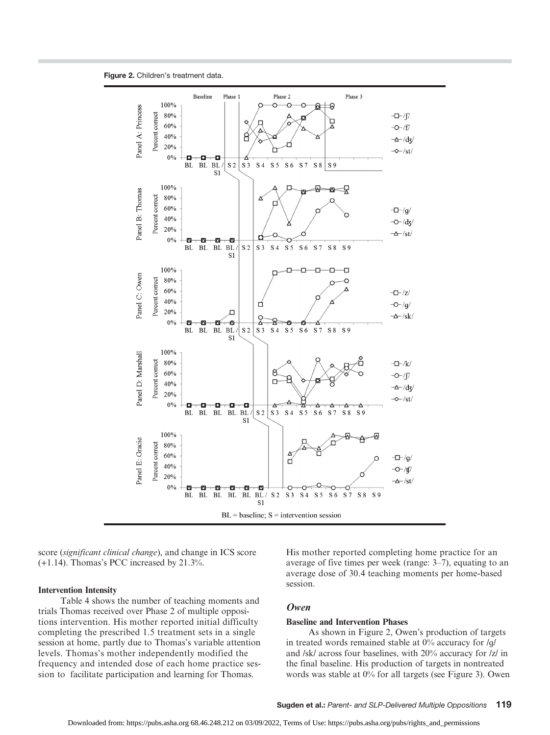**Figure 2.** Children's treatment data.

score (*significant clinical change*), and change in ICS score (+1.14). Thomas's PCC increased by 21.3%.

#### Intervention Intensity

Table 4 shows the number of teaching moments and trials Thomas received over Phase 2 of multiple oppositions intervention. His mother reported initial difficulty completing the prescribed 1.5 treatment sets in a single session at home, partly due to Thomas's variable attention levels. Thomas's mother independently modified the frequency and intended dose of each home practice session to facilitate participation and learning for Thomas. His mother reported completing home practice for an average of five times per week (range: 3–7), equating to an average dose of 30.4 teaching moments per home-based session.

### *Owen*

#### Baseline and Intervention Phases

As shown in Figure 2, Owen's production of targets in treated words remained stable at 0% accuracy for /g/ and /sk/ across four baselines, with 20% accuracy for /z/ in the final baseline. His production of targets in nontreated words was stable at 0% for all targets (see Figure 3). Owen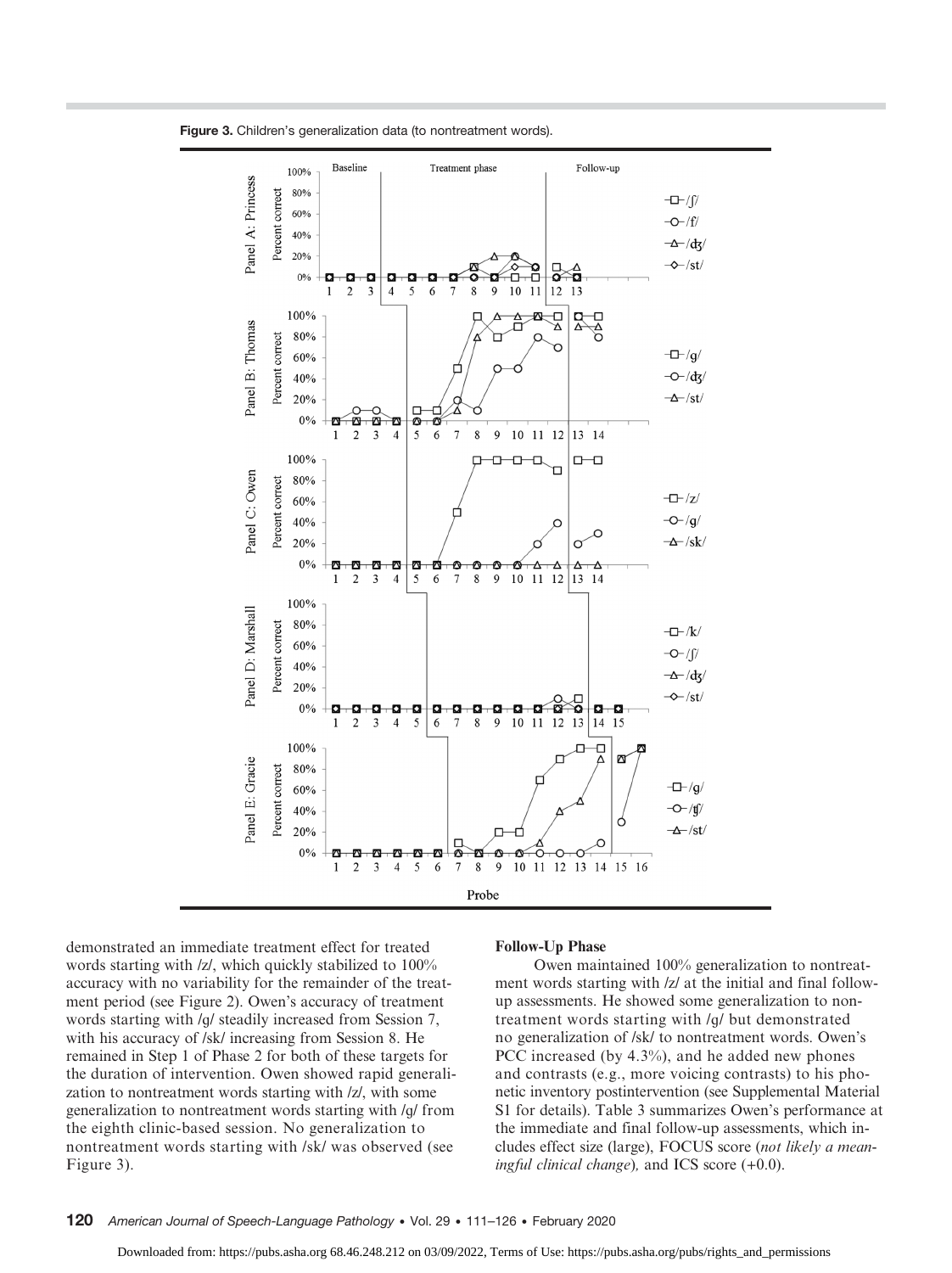**Figure 3.** Children's generalization data (to nontreatment words).

demonstrated an immediate treatment effect for treated words starting with /z/, which quickly stabilized to 100% accuracy with no variability for the remainder of the treatment period (see Figure 2). Owen's accuracy of treatment words starting with /g/ steadily increased from Session 7, with his accuracy of /sk/ increasing from Session 8. He remained in Step 1 of Phase 2 for both of these targets for the duration of intervention. Owen showed rapid generalization to nontreatment words starting with /z/, with some generalization to nontreatment words starting with /g/ from the eighth clinic-based session. No generalization to nontreatment words starting with /sk/ was observed (see Figure 3).

#### Follow-Up Phase

Owen maintained 100% generalization to nontreatment words starting with /z/ at the initial and final follow-up assessments. He showed some generalization to nontreatment words starting with /g/ but demonstrated no generalization of /sk/ to nontreatment words. Owen's PCC increased (by 4.3%), and he added new phones and contrasts (e.g., more voicing contrasts) to his phonetic inventory postintervention (see Supplemental Material S1 for details). Table 3 summarizes Owen's performance at the immediate and final follow-up assessments, which includes effect size (large), FOCUS score (*not likely a meaningful clinical change*), and ICS score (+0.0).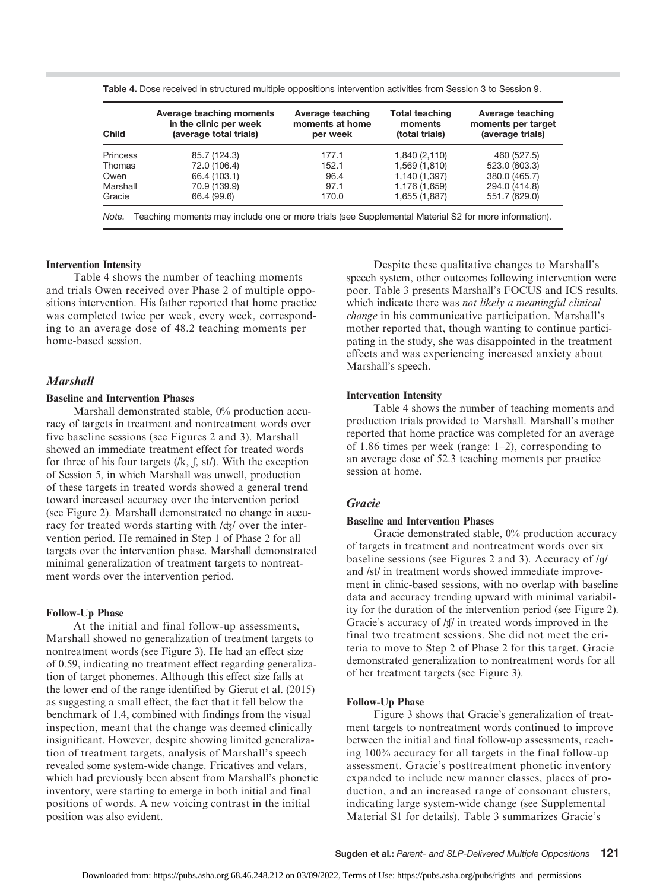**Table 4.** Dose received in structured multiple oppositions intervention activities from Session 3 to Session 9.

| Child | Average teaching moments in the clinic per week (average total trials) | Average teaching moments at home per week | Total teaching moments (total trials) | Average teaching moments per target (average trials) |
|---|---|---|---|---|
| Princess | 85.7 (124.3) | 177.1 | 1,840 (2,110) | 460 (527.5) |
| Thomas | 72.0 (106.4) | 152.1 | 1,569 (1,810) | 523.0 (603.3) |
| Owen | 66.4 (103.1) | 96.4 | 1,140 (1,397) | 380.0 (465.7) |
| Marshall | 70.9 (139.9) | 97.1 | 1,176 (1,659) | 294.0 (414.8) |
| Gracie | 66.4 (99.6) | 170.0 | 1,655 (1,887) | 551.7 (629.0) |

*Note.* Teaching moments may include one or more trials (see Supplemental Material S2 for more information).

#### Intervention Intensity

Table 4 shows the number of teaching moments and trials Owen received over Phase 2 of multiple oppositions intervention. His father reported that home practice was completed twice per week, every week, corresponding to an average dose of 48.2 teaching moments per home-based session.

### *Marshall*

#### Baseline and Intervention Phases

Marshall demonstrated stable, 0% production accuracy of targets in treatment and nontreatment words over five baseline sessions (see Figures 2 and 3). Marshall showed an immediate treatment effect for treated words for three of his four targets (/k, ʃ, st/). With the exception of Session 5, in which Marshall was unwell, production of these targets in treated words showed a general trend toward increased accuracy over the intervention period (see Figure 2). Marshall demonstrated no change in accuracy for treated words starting with /ʤ/ over the intervention period. He remained in Step 1 of Phase 2 for all targets over the intervention phase. Marshall demonstrated minimal generalization of treatment targets to nontreatment words over the intervention period.

#### Follow-Up Phase

At the initial and final follow-up assessments, Marshall showed no generalization of treatment targets to nontreatment words (see Figure 3). He had an effect size of 0.59, indicating no treatment effect regarding generalization of target phonemes. Although this effect size falls at the lower end of the range identified by Gierut et al. (2015) as suggesting a small effect, the fact that it fell below the benchmark of 1.4, combined with findings from the visual inspection, meant that the change was deemed clinically insignificant. However, despite showing limited generalization of treatment targets, analysis of Marshall's speech revealed some system-wide change. Fricatives and velars, which had previously been absent from Marshall's phonetic inventory, were starting to emerge in both initial and final positions of words. A new voicing contrast in the initial position was also evident.

Despite these qualitative changes to Marshall's speech system, other outcomes following intervention were poor. Table 3 presents Marshall's FOCUS and ICS results, which indicate there was *not likely a meaningful clinical change* in his communicative participation. Marshall's mother reported that, though wanting to continue participating in the study, she was disappointed in the treatment effects and was experiencing increased anxiety about Marshall's speech.

#### Intervention Intensity

Table 4 shows the number of teaching moments and production trials provided to Marshall. Marshall's mother reported that home practice was completed for an average of 1.86 times per week (range: 1–2), corresponding to an average dose of 52.3 teaching moments per practice session at home.

### *Gracie*

#### Baseline and Intervention Phases

Gracie demonstrated stable, 0% production accuracy of targets in treatment and nontreatment words over six baseline sessions (see Figures 2 and 3). Accuracy of /g/ and /st/ in treatment words showed immediate improvement in clinic-based sessions, with no overlap with baseline data and accuracy trending upward with minimal variability for the duration of the intervention period (see Figure 2). Gracie's accuracy of /ʧ/ in treated words improved in the final two treatment sessions. She did not meet the criteria to move to Step 2 of Phase 2 for this target. Gracie demonstrated generalization to nontreatment words for all of her treatment targets (see Figure 3).

#### Follow-Up Phase

Figure 3 shows that Gracie's generalization of treatment targets to nontreatment words continued to improve between the initial and final follow-up assessments, reaching 100% accuracy for all targets in the final follow-up assessment. Gracie's posttreatment phonetic inventory expanded to include new manner classes, places of production, and an increased range of consonant clusters, indicating large system-wide change (see Supplemental Material S1 for details). Table 3 summarizes Gracie's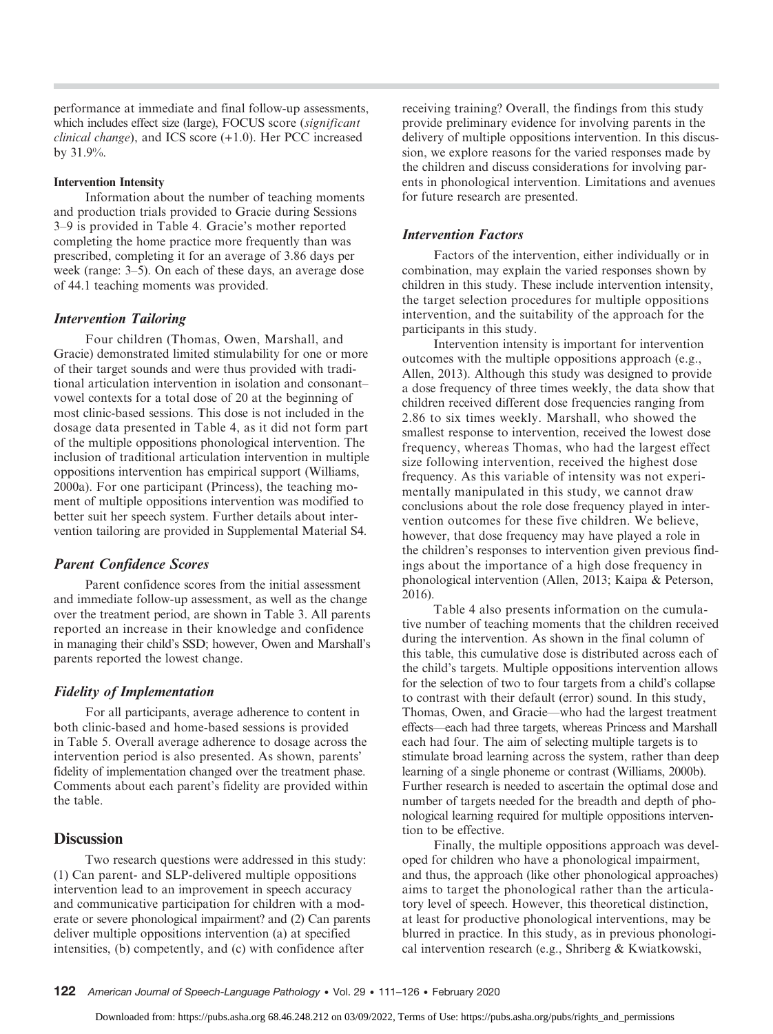performance at immediate and final follow-up assessments, which includes effect size (large), FOCUS score (*significant clinical change*), and ICS score (+1.0). Her PCC increased by 31.9%.

#### Intervention Intensity

Information about the number of teaching moments and production trials provided to Gracie during Sessions 3–9 is provided in Table 4. Gracie's mother reported completing the home practice more frequently than was prescribed, completing it for an average of 3.86 days per week (range: 3–5). On each of these days, an average dose of 44.1 teaching moments was provided.

### *Intervention Tailoring*

Four children (Thomas, Owen, Marshall, and Gracie) demonstrated limited stimulability for one or more of their target sounds and were thus provided with traditional articulation intervention in isolation and consonant–vowel contexts for a total dose of 20 at the beginning of most clinic-based sessions. This dose is not included in the dosage data presented in Table 4, as it did not form part of the multiple oppositions phonological intervention. The inclusion of traditional articulation intervention in multiple oppositions intervention has empirical support (Williams, 2000a). For one participant (Princess), the teaching moment of multiple oppositions intervention was modified to better suit her speech system. Further details about intervention tailoring are provided in Supplemental Material S4.

### *Parent Confidence Scores*

Parent confidence scores from the initial assessment and immediate follow-up assessment, as well as the change over the treatment period, are shown in Table 3. All parents reported an increase in their knowledge and confidence in managing their child's SSD; however, Owen and Marshall's parents reported the lowest change.

### *Fidelity of Implementation*

For all participants, average adherence to content in both clinic-based and home-based sessions is provided in Table 5. Overall average adherence to dosage across the intervention period is also presented. As shown, parents' fidelity of implementation changed over the treatment phase. Comments about each parent's fidelity are provided within the table.

## Discussion

Two research questions were addressed in this study: (1) Can parent- and SLP-delivered multiple oppositions intervention lead to an improvement in speech accuracy and communicative participation for children with a moderate or severe phonological impairment? and (2) Can parents deliver multiple oppositions intervention (a) at specified intensities, (b) competently, and (c) with confidence after receiving training? Overall, the findings from this study provide preliminary evidence for involving parents in the delivery of multiple oppositions intervention. In this discussion, we explore reasons for the varied responses made by the children and discuss considerations for involving parents in phonological intervention. Limitations and avenues for future research are presented.

### *Intervention Factors*

Factors of the intervention, either individually or in combination, may explain the varied responses shown by children in this study. These include intervention intensity, the target selection procedures for multiple oppositions intervention, and the suitability of the approach for the participants in this study.

Intervention intensity is important for intervention outcomes with the multiple oppositions approach (e.g., Allen, 2013). Although this study was designed to provide a dose frequency of three times weekly, the data show that children received different dose frequencies ranging from 2.86 to six times weekly. Marshall, who showed the smallest response to intervention, received the lowest dose frequency, whereas Thomas, who had the largest effect size following intervention, received the highest dose frequency. As this variable of intensity was not experimentally manipulated in this study, we cannot draw conclusions about the role dose frequency played in intervention outcomes for these five children. We believe, however, that dose frequency may have played a role in the children's responses to intervention given previous findings about the importance of a high dose frequency in phonological intervention (Allen, 2013; Kaipa & Peterson, 2016).

Table 4 also presents information on the cumulative number of teaching moments that the children received during the intervention. As shown in the final column of this table, this cumulative dose is distributed across each of the child's targets. Multiple oppositions intervention allows for the selection of two to four targets from a child's collapse to contrast with their default (error) sound. In this study, Thomas, Owen, and Gracie—who had the largest treatment effects—each had three targets, whereas Princess and Marshall each had four. The aim of selecting multiple targets is to stimulate broad learning across the system, rather than deep learning of a single phoneme or contrast (Williams, 2000b). Further research is needed to ascertain the optimal dose and number of targets needed for the breadth and depth of phonological learning required for multiple oppositions intervention to be effective.

Finally, the multiple oppositions approach was developed for children who have a phonological impairment, and thus, the approach (like other phonological approaches) aims to target the phonological rather than the articulatory level of speech. However, this theoretical distinction, at least for productive phonological interventions, may be blurred in practice. In this study, as in previous phonological intervention research (e.g., Shriberg & Kwiatkowski,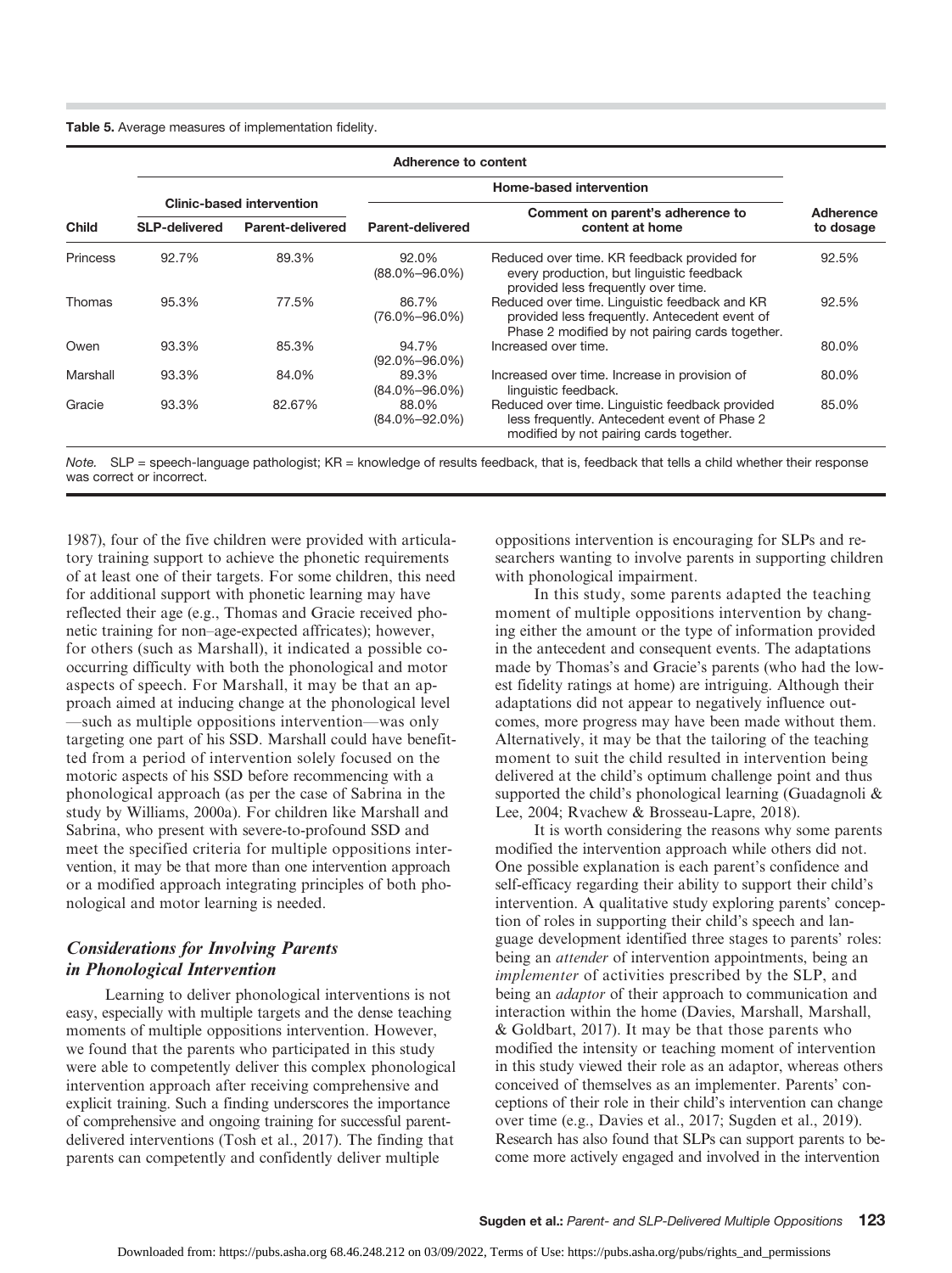**Table 5.** Average measures of implementation fidelity.

| Child | Adherence to content | | | | Adherence to dosage |
|---|---|---|---|---|---|
| | Clinic-based intervention | | Home-based intervention | | |
| | SLP-delivered | Parent-delivered | Parent-delivered | Comment on parent's adherence to content at home | |
| Princess | 92.7% | 89.3% | 92.0% (88.0%–96.0%) | Reduced over time. KR feedback provided for every production, but linguistic feedback provided less frequently over time. | 92.5% |
| Thomas | 95.3% | 77.5% | 86.7% (76.0%–96.0%) | Reduced over time. Linguistic feedback and KR provided less frequently. Antecedent event of Phase 2 modified by not pairing cards together. | 92.5% |
| Owen | 93.3% | 85.3% | 94.7% (92.0%–96.0%) | Increased over time. | 80.0% |
| Marshall | 93.3% | 84.0% | 89.3% (84.0%–96.0%) | Increased over time. Increase in provision of linguistic feedback. | 80.0% |
| Gracie | 93.3% | 82.67% | 88.0% (84.0%–92.0%) | Reduced over time. Linguistic feedback provided less frequently. Antecedent event of Phase 2 modified by not pairing cards together. | 85.0% |

*Note.* SLP = speech-language pathologist; KR = knowledge of results feedback, that is, feedback that tells a child whether their response was correct or incorrect.

1987), four of the five children were provided with articulatory training support to achieve the phonetic requirements of at least one of their targets. For some children, this need for additional support with phonetic learning may have reflected their age (e.g., Thomas and Gracie received phonetic training for non–age-expected affricates); however, for others (such as Marshall), it indicated a possible co-occurring difficulty with both the phonological and motor aspects of speech. For Marshall, it may be that an approach aimed at inducing change at the phonological level —such as multiple oppositions intervention—was only targeting one part of his SSD. Marshall could have benefitted from a period of intervention solely focused on the motoric aspects of his SSD before recommencing with a phonological approach (as per the case of Sabrina in the study by Williams, 2000a). For children like Marshall and Sabrina, who present with severe-to-profound SSD and meet the specified criteria for multiple oppositions intervention, it may be that more than one intervention approach or a modified approach integrating principles of both phonological and motor learning is needed.

### *Considerations for Involving Parents in Phonological Intervention*

Learning to deliver phonological interventions is not easy, especially with multiple targets and the dense teaching moments of multiple oppositions intervention. However, we found that the parents who participated in this study were able to competently deliver this complex phonological intervention approach after receiving comprehensive and explicit training. Such a finding underscores the importance of comprehensive and ongoing training for successful parent-delivered interventions (Tosh et al., 2017). The finding that parents can competently and confidently deliver multiple oppositions intervention is encouraging for SLPs and researchers wanting to involve parents in supporting children with phonological impairment.

In this study, some parents adapted the teaching moment of multiple oppositions intervention by changing either the amount or the type of information provided in the antecedent and consequent events. The adaptations made by Thomas's and Gracie's parents (who had the lowest fidelity ratings at home) are intriguing. Although their adaptations did not appear to negatively influence outcomes, more progress may have been made without them. Alternatively, it may be that the tailoring of the teaching moment to suit the child resulted in intervention being delivered at the child's optimum challenge point and thus supported the child's phonological learning (Guadagnoli & Lee, 2004; Rvachew & Brosseau-Lapre, 2018).

It is worth considering the reasons why some parents modified the intervention approach while others did not. One possible explanation is each parent's confidence and self-efficacy regarding their ability to support their child's intervention. A qualitative study exploring parents' conception of roles in supporting their child's speech and language development identified three stages to parents' roles: being an *attender* of intervention appointments, being an *implementer* of activities prescribed by the SLP, and being an *adaptor* of their approach to communication and interaction within the home (Davies, Marshall, Marshall, & Goldbart, 2017). It may be that those parents who modified the intensity or teaching moment of intervention in this study viewed their role as an adaptor, whereas others conceived of themselves as an implementer. Parents' conceptions of their role in their child's intervention can change over time (e.g., Davies et al., 2017; Sugden et al., 2019). Research has also found that SLPs can support parents to become more actively engaged and involved in the intervention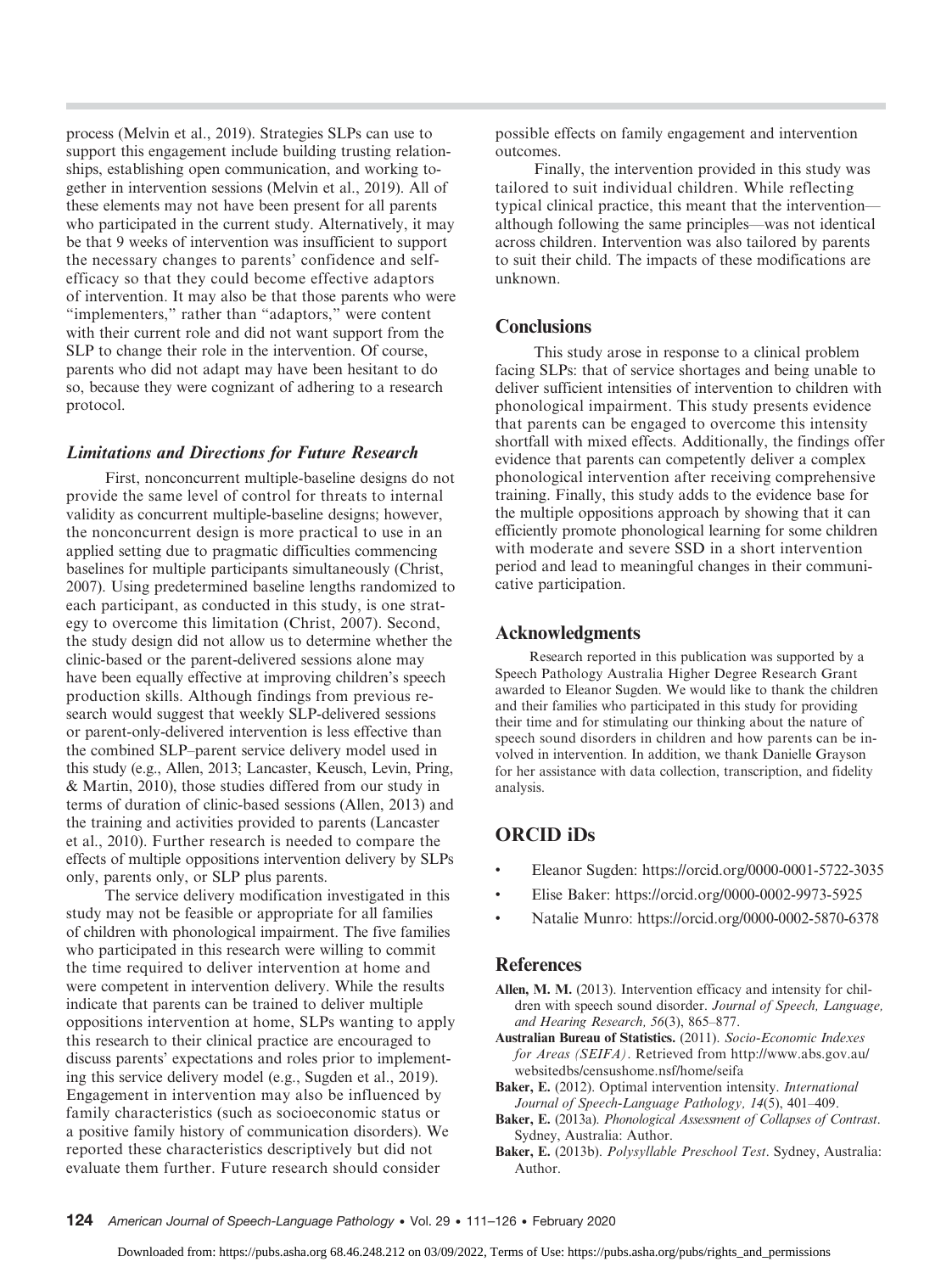process (Melvin et al., 2019). Strategies SLPs can use to support this engagement include building trusting relationships, establishing open communication, and working together in intervention sessions (Melvin et al., 2019). All of these elements may not have been present for all parents who participated in the current study. Alternatively, it may be that 9 weeks of intervention was insufficient to support the necessary changes to parents' confidence and self-efficacy so that they could become effective adaptors of intervention. It may also be that those parents who were "implementers," rather than "adaptors," were content with their current role and did not want support from the SLP to change their role in the intervention. Of course, parents who did not adapt may have been hesitant to do so, because they were cognizant of adhering to a research protocol.

### *Limitations and Directions for Future Research*

First, nonconcurrent multiple-baseline designs do not provide the same level of control for threats to internal validity as concurrent multiple-baseline designs; however, the nonconcurrent design is more practical to use in an applied setting due to pragmatic difficulties commencing baselines for multiple participants simultaneously (Christ, 2007). Using predetermined baseline lengths randomized to each participant, as conducted in this study, is one strategy to overcome this limitation (Christ, 2007). Second, the study design did not allow us to determine whether the clinic-based or the parent-delivered sessions alone may have been equally effective at improving children's speech production skills. Although findings from previous research would suggest that weekly SLP-delivered sessions or parent-only-delivered intervention is less effective than the combined SLP–parent service delivery model used in this study (e.g., Allen, 2013; Lancaster, Keusch, Levin, Pring, & Martin, 2010), those studies differed from our study in terms of duration of clinic-based sessions (Allen, 2013) and the training and activities provided to parents (Lancaster et al., 2010). Further research is needed to compare the effects of multiple oppositions intervention delivery by SLPs only, parents only, or SLP plus parents.

The service delivery modification investigated in this study may not be feasible or appropriate for all families of children with phonological impairment. The five families who participated in this research were willing to commit the time required to deliver intervention at home and were competent in intervention delivery. While the results indicate that parents can be trained to deliver multiple oppositions intervention at home, SLPs wanting to apply this research to their clinical practice are encouraged to discuss parents' expectations and roles prior to implementing this service delivery model (e.g., Sugden et al., 2019). Engagement in intervention may also be influenced by family characteristics (such as socioeconomic status or a positive family history of communication disorders). We reported these characteristics descriptively but did not evaluate them further. Future research should consider possible effects on family engagement and intervention outcomes.

Finally, the intervention provided in this study was tailored to suit individual children. While reflecting typical clinical practice, this meant that the intervention—although following the same principles—was not identical across children. Intervention was also tailored by parents to suit their child. The impacts of these modifications are unknown.

## Conclusions

This study arose in response to a clinical problem facing SLPs: that of service shortages and being unable to deliver sufficient intensities of intervention to children with phonological impairment. This study presents evidence that parents can be engaged to overcome this intensity shortfall with mixed effects. Additionally, the findings offer evidence that parents can competently deliver a complex phonological intervention after receiving comprehensive training. Finally, this study adds to the evidence base for the multiple oppositions approach by showing that it can efficiently promote phonological learning for some children with moderate and severe SSD in a short intervention period and lead to meaningful changes in their communicative participation.

## Acknowledgments

Research reported in this publication was supported by a Speech Pathology Australia Higher Degree Research Grant awarded to Eleanor Sugden. We would like to thank the children and their families who participated in this study for providing their time and for stimulating our thinking about the nature of speech sound disorders in children and how parents can be involved in intervention. In addition, we thank Danielle Grayson for her assistance with data collection, transcription, and fidelity analysis.

## ORCID iDs

- Eleanor Sugden: https://orcid.org/0000-0001-5722-3035
- Elise Baker: https://orcid.org/0000-0002-9973-5925
- Natalie Munro: https://orcid.org/0000-0002-5870-6378

## References

**Allen, M. M.** (2013). Intervention efficacy and intensity for children with speech sound disorder. *Journal of Speech, Language, and Hearing Research, 56*(3), 865–877.

**Australian Bureau of Statistics.** (2011). *Socio-Economic Indexes for Areas (SEIFA)*. Retrieved from http://www.abs.gov.au/websitedbs/censushome.nsf/home/seifa

**Baker, E.** (2012). Optimal intervention intensity. *International Journal of Speech-Language Pathology, 14*(5), 401–409.

**Baker, E.** (2013a). *Phonological Assessment of Collapses of Contrast*. Sydney, Australia: Author.

**Baker, E.** (2013b). *Polysyllable Preschool Test*. Sydney, Australia: Author.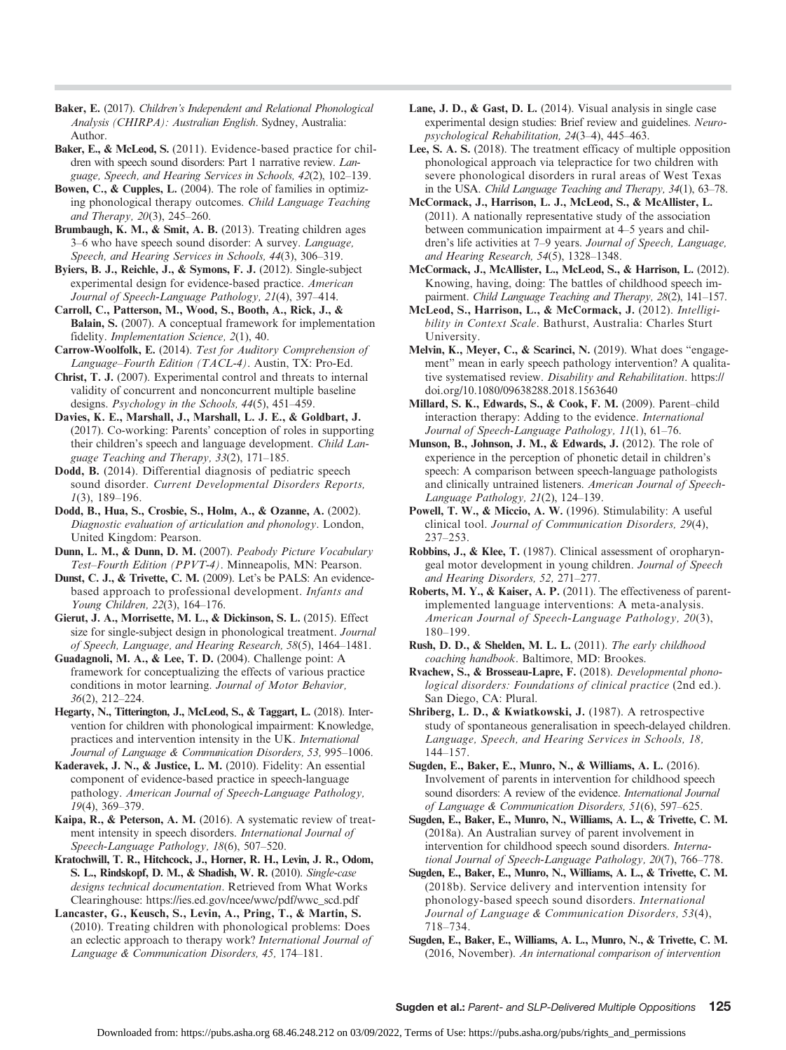**Baker, E.** (2017). *Children's Independent and Relational Phonological Analysis (CHIRPA): Australian English*. Sydney, Australia: Author.

**Baker, E., & McLeod, S.** (2011). Evidence-based practice for children with speech sound disorders: Part 1 narrative review. *Language, Speech, and Hearing Services in Schools, 42*(2), 102–139.

**Bowen, C., & Cupples, L.** (2004). The role of families in optimizing phonological therapy outcomes. *Child Language Teaching and Therapy, 20*(3), 245–260.

**Brumbaugh, K. M., & Smit, A. B.** (2013). Treating children ages 3–6 who have speech sound disorder: A survey. *Language, Speech, and Hearing Services in Schools, 44*(3), 306–319.

**Byiers, B. J., Reichle, J., & Symons, F. J.** (2012). Single-subject experimental design for evidence-based practice. *American Journal of Speech-Language Pathology, 21*(4), 397–414.

**Carroll, C., Patterson, M., Wood, S., Booth, A., Rick, J., & Balain, S.** (2007). A conceptual framework for implementation fidelity. *Implementation Science, 2*(1), 40.

**Carrow-Woolfolk, E.** (2014). *Test for Auditory Comprehension of Language–Fourth Edition (TACL-4)*. Austin, TX: Pro-Ed.

**Christ, T. J.** (2007). Experimental control and threats to internal validity of concurrent and nonconcurrent multiple baseline designs. *Psychology in the Schools, 44*(5), 451–459.

**Davies, K. E., Marshall, J., Marshall, L. J. E., & Goldbart, J.** (2017). Co-working: Parents' conception of roles in supporting their children's speech and language development. *Child Language Teaching and Therapy, 33*(2), 171–185.

**Dodd, B.** (2014). Differential diagnosis of pediatric speech sound disorder. *Current Developmental Disorders Reports, 1*(3), 189–196.

**Dodd, B., Hua, S., Crosbie, S., Holm, A., & Ozanne, A.** (2002). *Diagnostic evaluation of articulation and phonology*. London, United Kingdom: Pearson.

**Dunn, L. M., & Dunn, D. M.** (2007). *Peabody Picture Vocabulary Test–Fourth Edition (PPVT-4)*. Minneapolis, MN: Pearson.

**Dunst, C. J., & Trivette, C. M.** (2009). Let's be PALS: An evidence-based approach to professional development. *Infants and Young Children, 22*(3), 164–176.

**Gierut, J. A., Morrisette, M. L., & Dickinson, S. L.** (2015). Effect size for single-subject design in phonological treatment. *Journal of Speech, Language, and Hearing Research, 58*(5), 1464–1481.

**Guadagnoli, M. A., & Lee, T. D.** (2004). Challenge point: A framework for conceptualizing the effects of various practice conditions in motor learning. *Journal of Motor Behavior, 36*(2), 212–224.

**Hegarty, N., Titterington, J., McLeod, S., & Taggart, L.** (2018). Intervention for children with phonological impairment: Knowledge, practices and intervention intensity in the UK. *International Journal of Language & Communication Disorders, 53,* 995–1006.

**Kaderavek, J. N., & Justice, L. M.** (2010). Fidelity: An essential component of evidence-based practice in speech-language pathology. *American Journal of Speech-Language Pathology, 19*(4), 369–379.

**Kaipa, R., & Peterson, A. M.** (2016). A systematic review of treatment intensity in speech disorders. *International Journal of Speech-Language Pathology, 18*(6), 507–520.

**Kratochwill, T. R., Hitchcock, J., Horner, R. H., Levin, J. R., Odom, S. L., Rindskopf, D. M., & Shadish, W. R.** (2010). *Single-case designs technical documentation*. Retrieved from What Works Clearinghouse: https://ies.ed.gov/ncee/wwc/pdf/wwc_scd.pdf

**Lancaster, G., Keusch, S., Levin, A., Pring, T., & Martin, S.** (2010). Treating children with phonological problems: Does an eclectic approach to therapy work? *International Journal of Language & Communication Disorders, 45,* 174–181.

**Lane, J. D., & Gast, D. L.** (2014). Visual analysis in single case experimental design studies: Brief review and guidelines. *Neuropsychological Rehabilitation, 24*(3–4), 445–463.

**Lee, S. A. S.** (2018). The treatment efficacy of multiple opposition phonological approach via telepractice for two children with severe phonological disorders in rural areas of West Texas in the USA. *Child Language Teaching and Therapy, 34*(1), 63–78.

**McCormack, J., Harrison, L. J., McLeod, S., & McAllister, L.** (2011). A nationally representative study of the association between communication impairment at 4–5 years and children's life activities at 7–9 years. *Journal of Speech, Language, and Hearing Research, 54*(5), 1328–1348.

**McCormack, J., McAllister, L., McLeod, S., & Harrison, L.** (2012). Knowing, having, doing: The battles of childhood speech impairment. *Child Language Teaching and Therapy, 28*(2), 141–157.

**McLeod, S., Harrison, L., & McCormack, J.** (2012). *Intelligibility in Context Scale*. Bathurst, Australia: Charles Sturt University.

**Melvin, K., Meyer, C., & Scarinci, N.** (2019). What does "engagement" mean in early speech pathology intervention? A qualitative systematised review. *Disability and Rehabilitation*. https://doi.org/10.1080/09638288.2018.1563640

**Millard, S. K., Edwards, S., & Cook, F. M.** (2009). Parent–child interaction therapy: Adding to the evidence. *International Journal of Speech-Language Pathology, 11*(1), 61–76.

**Munson, B., Johnson, J. M., & Edwards, J.** (2012). The role of experience in the perception of phonetic detail in children's speech: A comparison between speech-language pathologists and clinically untrained listeners. *American Journal of Speech-Language Pathology, 21*(2), 124–139.

**Powell, T. W., & Miccio, A. W.** (1996). Stimulability: A useful clinical tool. *Journal of Communication Disorders, 29*(4), 237–253.

**Robbins, J., & Klee, T.** (1987). Clinical assessment of oropharyngeal motor development in young children. *Journal of Speech and Hearing Disorders, 52,* 271–277.

**Roberts, M. Y., & Kaiser, A. P.** (2011). The effectiveness of parent-implemented language interventions: A meta-analysis. *American Journal of Speech-Language Pathology, 20*(3), 180–199.

**Rush, D. D., & Shelden, M. L. L.** (2011). *The early childhood coaching handbook*. Baltimore, MD: Brookes.

**Rvachew, S., & Brosseau-Lapre, F.** (2018). *Developmental phonological disorders: Foundations of clinical practice* (2nd ed.). San Diego, CA: Plural.

**Shriberg, L. D., & Kwiatkowski, J.** (1987). A retrospective study of spontaneous generalisation in speech-delayed children. *Language, Speech, and Hearing Services in Schools, 18,* 144–157.

**Sugden, E., Baker, E., Munro, N., & Williams, A. L.** (2016). Involvement of parents in intervention for childhood speech sound disorders: A review of the evidence. *International Journal of Language & Communication Disorders, 51*(6), 597–625.

**Sugden, E., Baker, E., Munro, N., Williams, A. L., & Trivette, C. M.** (2018a). An Australian survey of parent involvement in intervention for childhood speech sound disorders. *International Journal of Speech-Language Pathology, 20*(7), 766–778.

**Sugden, E., Baker, E., Munro, N., Williams, A. L., & Trivette, C. M.** (2018b). Service delivery and intervention intensity for phonology-based speech sound disorders. *International Journal of Language & Communication Disorders, 53*(4), 718–734.

**Sugden, E., Baker, E., Williams, A. L., Munro, N., & Trivette, C. M.** (2016, November). *An international comparison of intervention*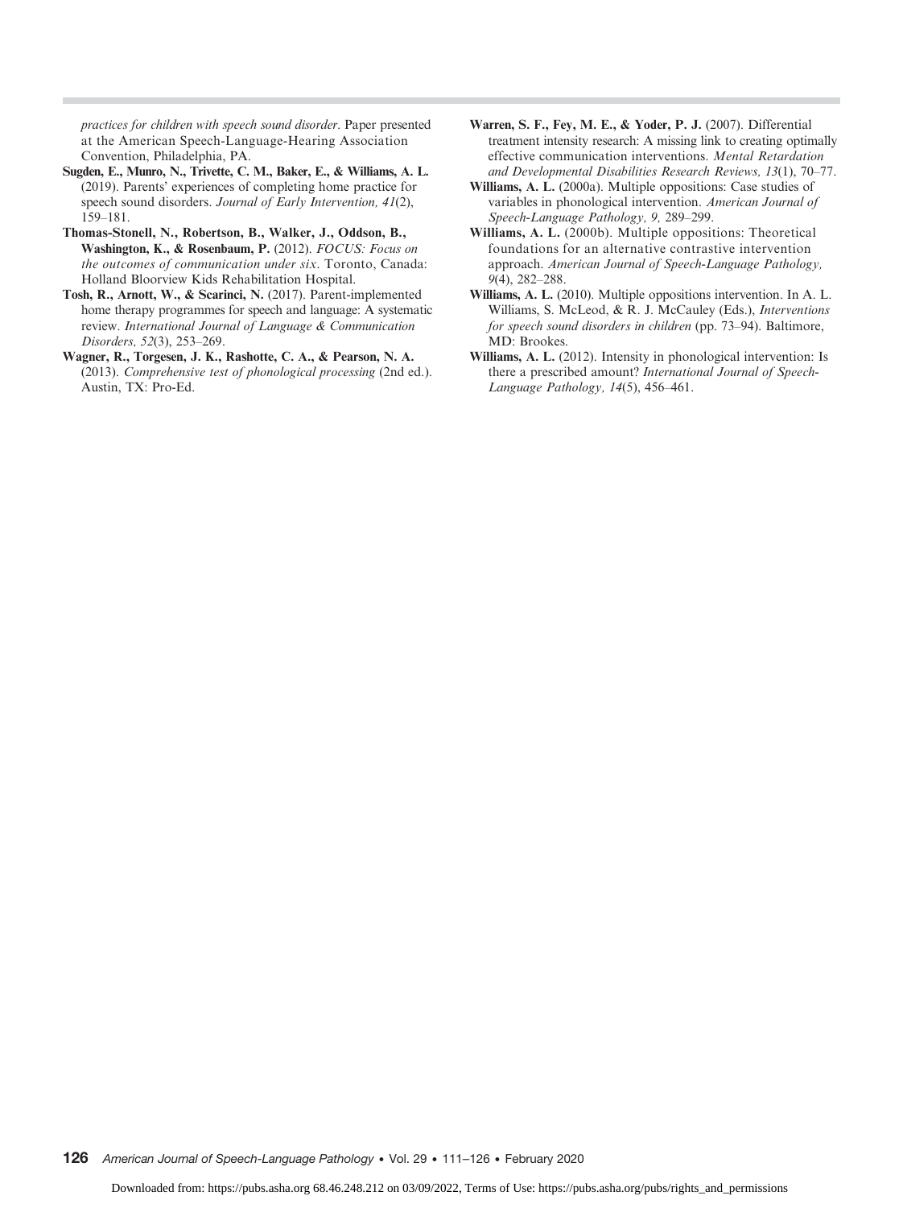*practices for children with speech sound disorder*. Paper presented at the American Speech-Language-Hearing Association Convention, Philadelphia, PA.

**Sugden, E., Munro, N., Trivette, C. M., Baker, E., & Williams, A. L.** (2019). Parents' experiences of completing home practice for speech sound disorders. *Journal of Early Intervention, 41*(2), 159–181.

**Thomas-Stonell, N., Robertson, B., Walker, J., Oddson, B., Washington, K., & Rosenbaum, P.** (2012). *FOCUS: Focus on the outcomes of communication under six*. Toronto, Canada: Holland Bloorview Kids Rehabilitation Hospital.

**Tosh, R., Arnott, W., & Scarinci, N.** (2017). Parent-implemented home therapy programmes for speech and language: A systematic review. *International Journal of Language & Communication Disorders, 52*(3), 253–269.

**Wagner, R., Torgesen, J. K., Rashotte, C. A., & Pearson, N. A.** (2013). *Comprehensive test of phonological processing* (2nd ed.). Austin, TX: Pro-Ed.

**Warren, S. F., Fey, M. E., & Yoder, P. J.** (2007). Differential treatment intensity research: A missing link to creating optimally effective communication interventions. *Mental Retardation and Developmental Disabilities Research Reviews, 13*(1), 70–77.

**Williams, A. L.** (2000a). Multiple oppositions: Case studies of variables in phonological intervention. *American Journal of Speech-Language Pathology, 9,* 289–299.

**Williams, A. L.** (2000b). Multiple oppositions: Theoretical foundations for an alternative contrastive intervention approach. *American Journal of Speech-Language Pathology, 9*(4), 282–288.

**Williams, A. L.** (2010). Multiple oppositions intervention. In A. L. Williams, S. McLeod, & R. J. McCauley (Eds.), *Interventions for speech sound disorders in children* (pp. 73–94). Baltimore, MD: Brookes.

**Williams, A. L.** (2012). Intensity in phonological intervention: Is there a prescribed amount? *International Journal of Speech-Language Pathology, 14*(5), 456–461.